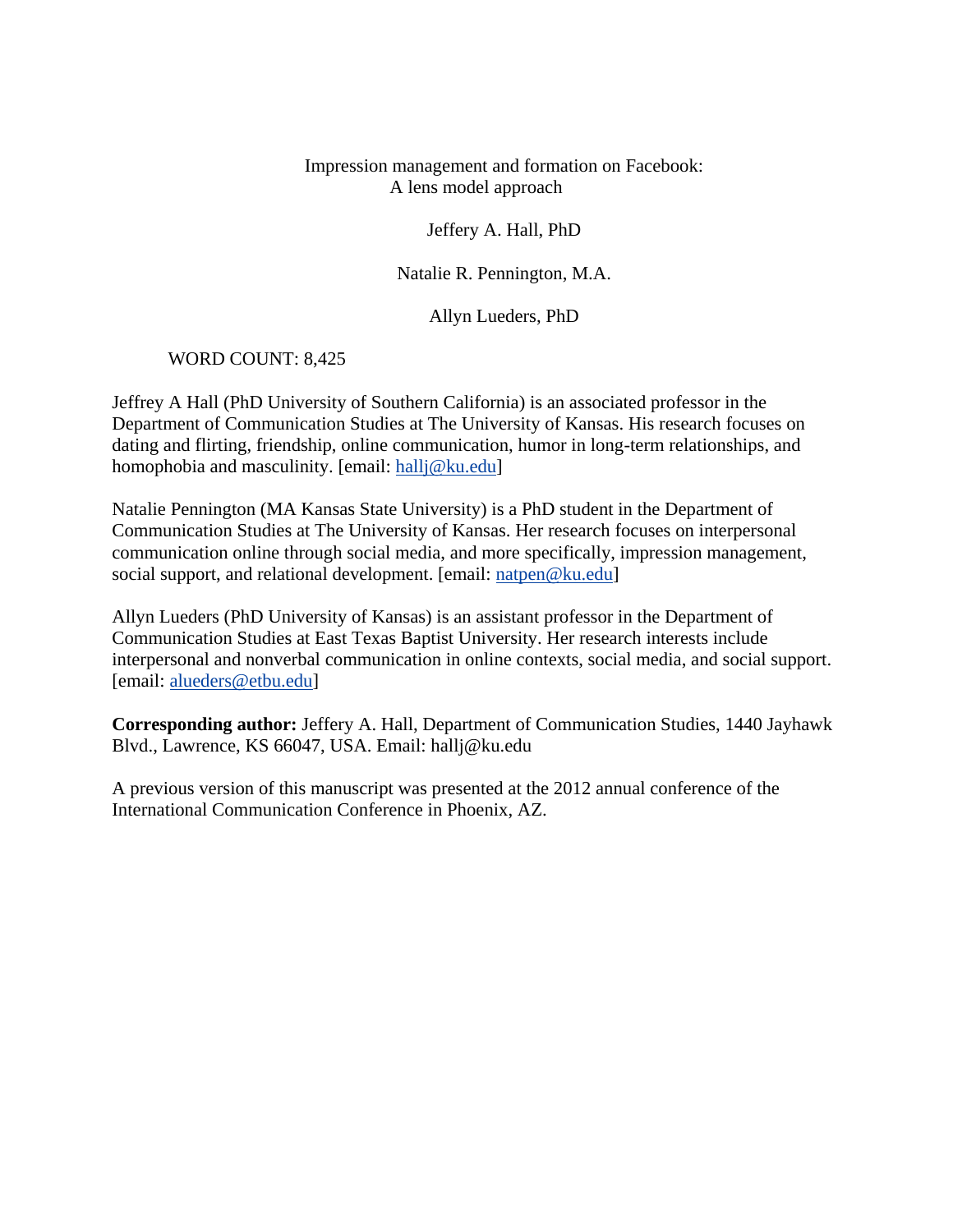# Impression management and formation on Facebook: A lens model approach

Jeffery A. Hall, PhD

Natalie R. Pennington, M.A.

Allyn Lueders, PhD

WORD COUNT: 8,425

Jeffrey A Hall (PhD University of Southern California) is an associated professor in the Department of Communication Studies at The University of Kansas. His research focuses on dating and flirting, friendship, online communication, humor in long-term relationships, and homophobia and masculinity. [email: hallj@ku.edu]

Natalie Pennington (MA Kansas State University) is a PhD student in the Department of Communication Studies at The University of Kansas. Her research focuses on interpersonal communication online through social media, and more specifically, impression management, social support, and relational development. [email: natpen@ku.edu]

Allyn Lueders (PhD University of Kansas) is an assistant professor in the Department of Communication Studies at East Texas Baptist University. Her research interests include interpersonal and nonverbal communication in online contexts, social media, and social support. [email: alueders@etbu.edu]

**Corresponding author:** Jeffery A. Hall, Department of Communication Studies, 1440 Jayhawk Blvd., Lawrence, KS 66047, USA. Email: hallj@ku.edu

A previous version of this manuscript was presented at the 2012 annual conference of the International Communication Conference in Phoenix, AZ.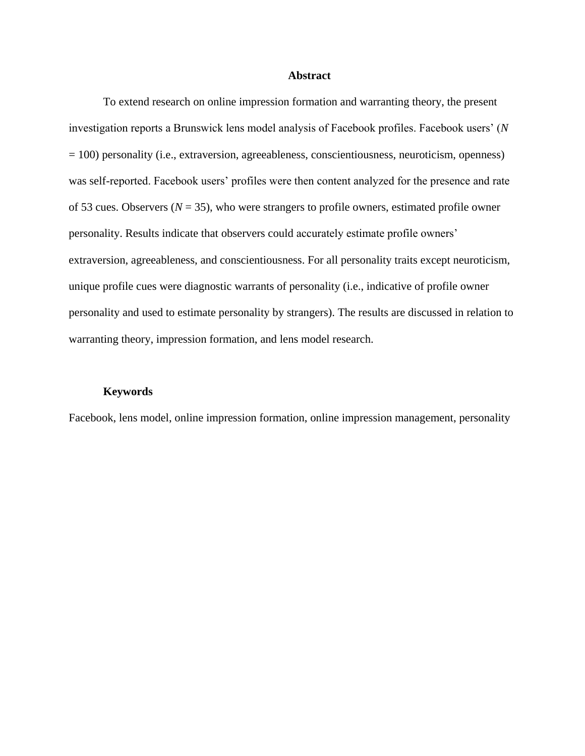## Abstract

To extend research on online impression formation and warranting theory, the present investigation reports a Brunswick lens model analysis of Facebook profiles. Facebook users' ($N$ = 100) personality (i.e., extraversion, agreeableness, conscientiousness, neuroticism, openness) was self-reported. Facebook users' profiles were then content analyzed for the presence and rate of 53 cues. Observers ($N$ = 35), who were strangers to profile owners, estimated profile owner personality. Results indicate that observers could accurately estimate profile owners' extraversion, agreeableness, and conscientiousness. For all personality traits except neuroticism, unique profile cues were diagnostic warrants of personality (i.e., indicative of profile owner personality and used to estimate personality by strangers). The results are discussed in relation to warranting theory, impression formation, and lens model research.

**Keywords**

Facebook, lens model, online impression formation, online impression management, personality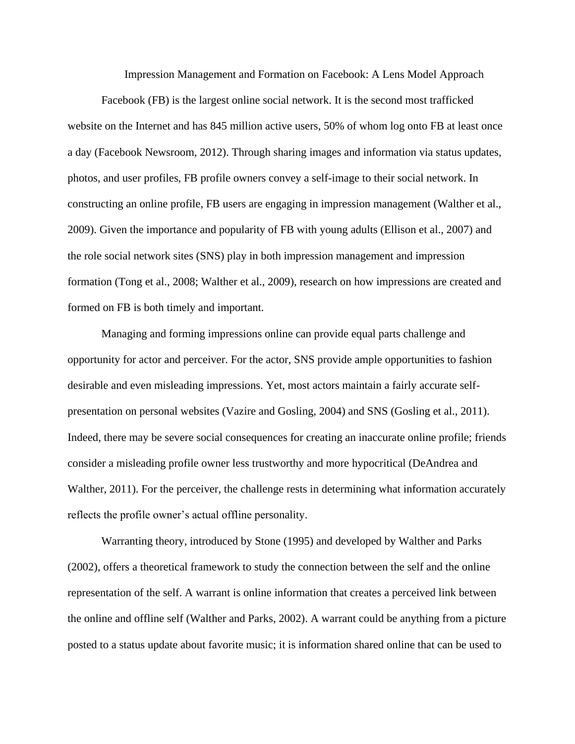# Impression Management and Formation on Facebook: A Lens Model Approach

Facebook (FB) is the largest online social network. It is the second most trafficked website on the Internet and has 845 million active users, 50% of whom log onto FB at least once a day (Facebook Newsroom, 2012). Through sharing images and information via status updates, photos, and user profiles, FB profile owners convey a self-image to their social network. In constructing an online profile, FB users are engaging in impression management (Walther et al., 2009). Given the importance and popularity of FB with young adults (Ellison et al., 2007) and the role social network sites (SNS) play in both impression management and impression formation (Tong et al., 2008; Walther et al., 2009), research on how impressions are created and formed on FB is both timely and important.

Managing and forming impressions online can provide equal parts challenge and opportunity for actor and perceiver. For the actor, SNS provide ample opportunities to fashion desirable and even misleading impressions. Yet, most actors maintain a fairly accurate self-presentation on personal websites (Vazire and Gosling, 2004) and SNS (Gosling et al., 2011). Indeed, there may be severe social consequences for creating an inaccurate online profile; friends consider a misleading profile owner less trustworthy and more hypocritical (DeAndrea and Walther, 2011). For the perceiver, the challenge rests in determining what information accurately reflects the profile owner's actual offline personality.

Warranting theory, introduced by Stone (1995) and developed by Walther and Parks (2002), offers a theoretical framework to study the connection between the self and the online representation of the self. A warrant is online information that creates a perceived link between the online and offline self (Walther and Parks, 2002). A warrant could be anything from a picture posted to a status update about favorite music; it is information shared online that can be used to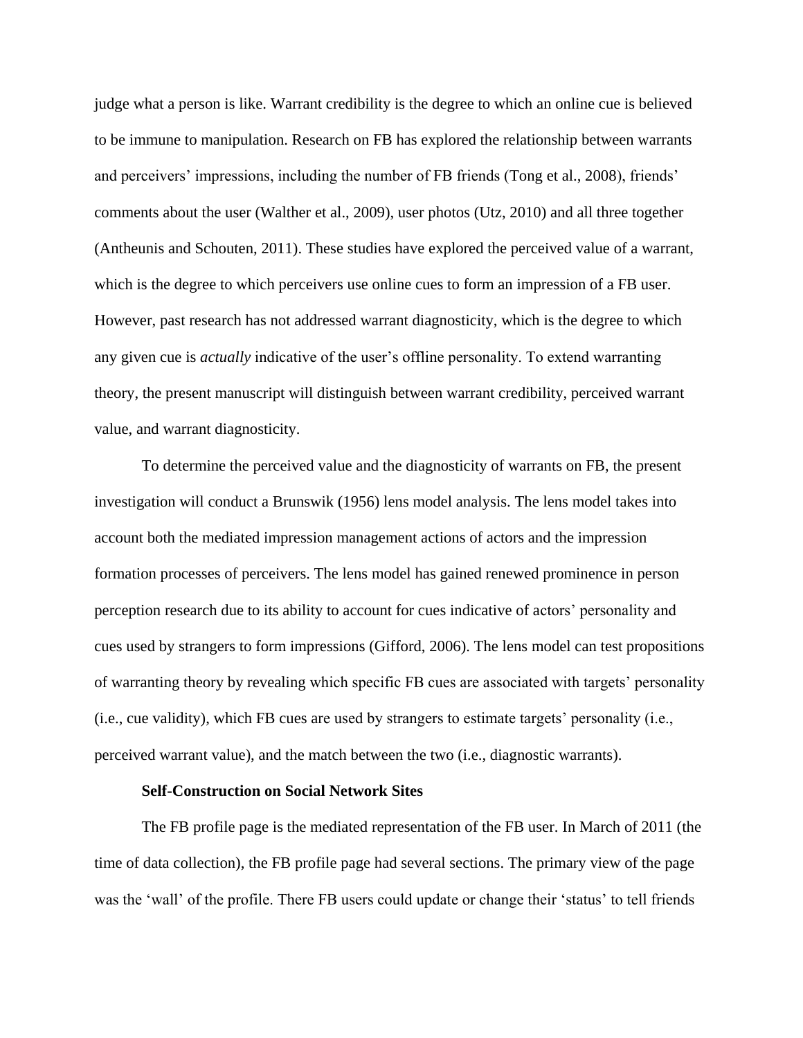judge what a person is like. Warrant credibility is the degree to which an online cue is believed to be immune to manipulation. Research on FB has explored the relationship between warrants and perceivers' impressions, including the number of FB friends (Tong et al., 2008), friends' comments about the user (Walther et al., 2009), user photos (Utz, 2010) and all three together (Antheunis and Schouten, 2011). These studies have explored the perceived value of a warrant, which is the degree to which perceivers use online cues to form an impression of a FB user. However, past research has not addressed warrant diagnosticity, which is the degree to which any given cue is *actually* indicative of the user's offline personality. To extend warranting theory, the present manuscript will distinguish between warrant credibility, perceived warrant value, and warrant diagnosticity.

To determine the perceived value and the diagnosticity of warrants on FB, the present investigation will conduct a Brunswik (1956) lens model analysis. The lens model takes into account both the mediated impression management actions of actors and the impression formation processes of perceivers. The lens model has gained renewed prominence in person perception research due to its ability to account for cues indicative of actors' personality and cues used by strangers to form impressions (Gifford, 2006). The lens model can test propositions of warranting theory by revealing which specific FB cues are associated with targets' personality (i.e., cue validity), which FB cues are used by strangers to estimate targets' personality (i.e., perceived warrant value), and the match between the two (i.e., diagnostic warrants).

**Self-Construction on Social Network Sites**

The FB profile page is the mediated representation of the FB user. In March of 2011 (the time of data collection), the FB profile page had several sections. The primary view of the page was the 'wall' of the profile. There FB users could update or change their 'status' to tell friends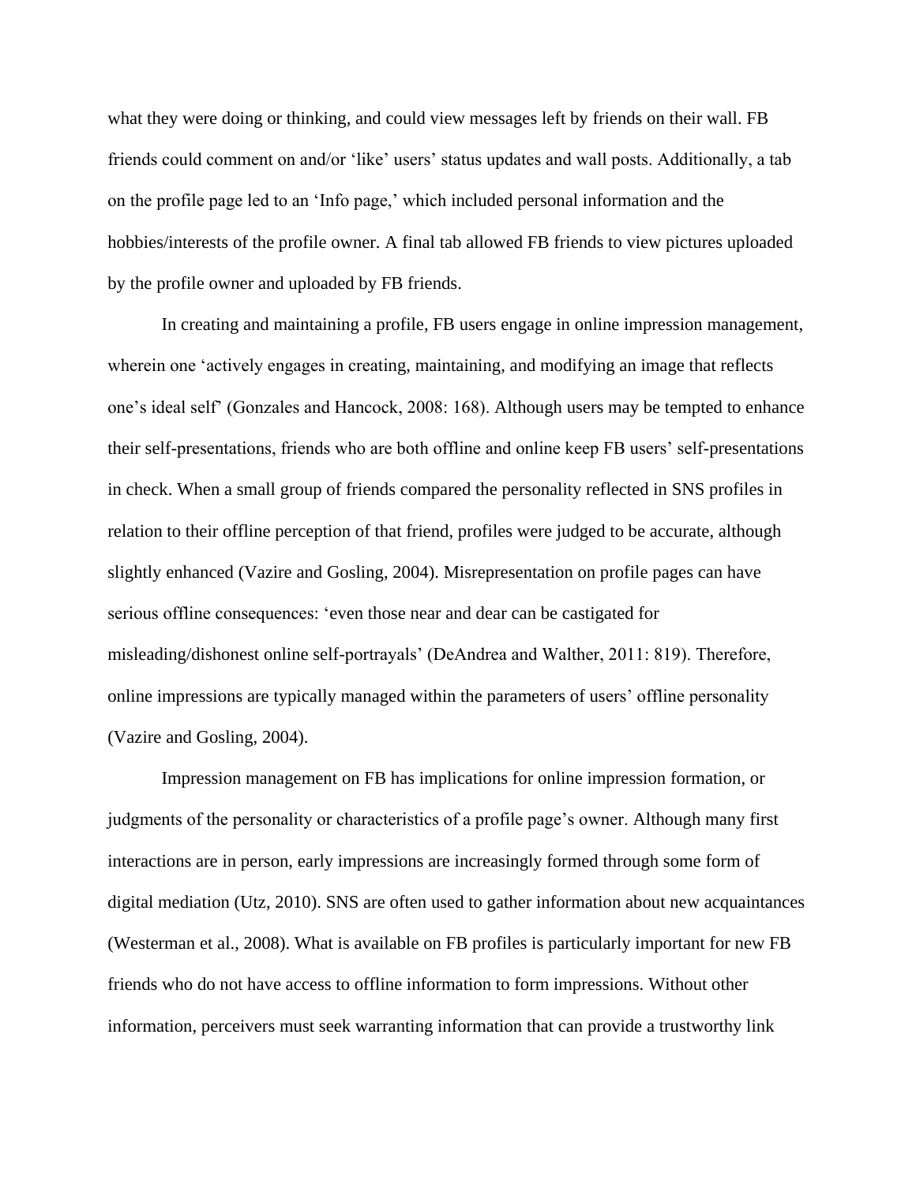what they were doing or thinking, and could view messages left by friends on their wall. FB friends could comment on and/or 'like' users' status updates and wall posts. Additionally, a tab on the profile page led to an 'Info page,' which included personal information and the hobbies/interests of the profile owner. A final tab allowed FB friends to view pictures uploaded by the profile owner and uploaded by FB friends.

In creating and maintaining a profile, FB users engage in online impression management, wherein one 'actively engages in creating, maintaining, and modifying an image that reflects one's ideal self' (Gonzales and Hancock, 2008: 168). Although users may be tempted to enhance their self-presentations, friends who are both offline and online keep FB users' self-presentations in check. When a small group of friends compared the personality reflected in SNS profiles in relation to their offline perception of that friend, profiles were judged to be accurate, although slightly enhanced (Vazire and Gosling, 2004). Misrepresentation on profile pages can have serious offline consequences: 'even those near and dear can be castigated for misleading/dishonest online self-portrayals' (DeAndrea and Walther, 2011: 819). Therefore, online impressions are typically managed within the parameters of users' offline personality (Vazire and Gosling, 2004).

Impression management on FB has implications for online impression formation, or judgments of the personality or characteristics of a profile page's owner. Although many first interactions are in person, early impressions are increasingly formed through some form of digital mediation (Utz, 2010). SNS are often used to gather information about new acquaintances (Westerman et al., 2008). What is available on FB profiles is particularly important for new FB friends who do not have access to offline information to form impressions. Without other information, perceivers must seek warranting information that can provide a trustworthy link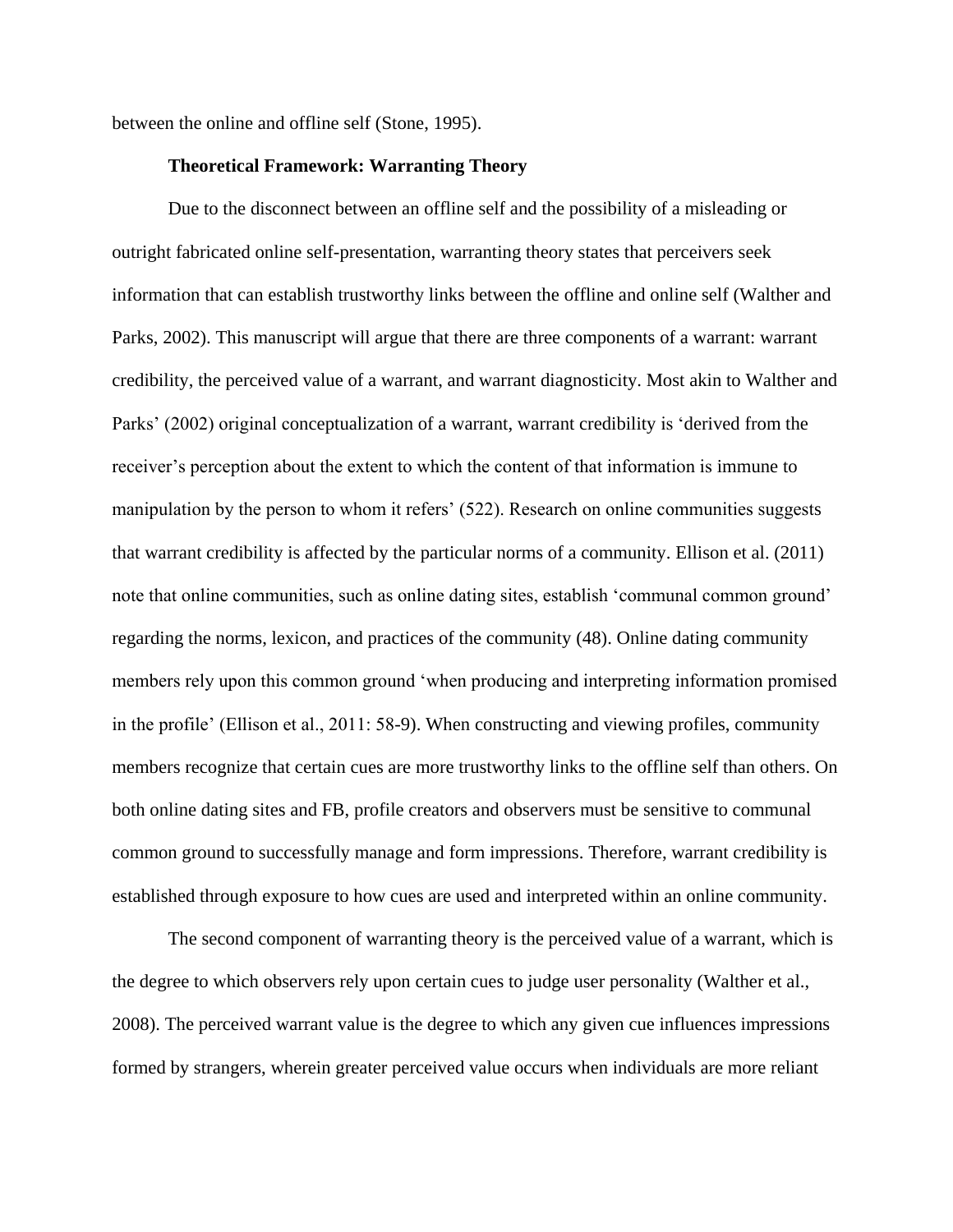between the online and offline self (Stone, 1995).

## Theoretical Framework: Warranting Theory

Due to the disconnect between an offline self and the possibility of a misleading or outright fabricated online self-presentation, warranting theory states that perceivers seek information that can establish trustworthy links between the offline and online self (Walther and Parks, 2002). This manuscript will argue that there are three components of a warrant: warrant credibility, the perceived value of a warrant, and warrant diagnosticity. Most akin to Walther and Parks' (2002) original conceptualization of a warrant, warrant credibility is 'derived from the receiver's perception about the extent to which the content of that information is immune to manipulation by the person to whom it refers' (522). Research on online communities suggests that warrant credibility is affected by the particular norms of a community. Ellison et al. (2011) note that online communities, such as online dating sites, establish 'communal common ground' regarding the norms, lexicon, and practices of the community (48). Online dating community members rely upon this common ground 'when producing and interpreting information promised in the profile' (Ellison et al., 2011: 58-9). When constructing and viewing profiles, community members recognize that certain cues are more trustworthy links to the offline self than others. On both online dating sites and FB, profile creators and observers must be sensitive to communal common ground to successfully manage and form impressions. Therefore, warrant credibility is established through exposure to how cues are used and interpreted within an online community.

The second component of warranting theory is the perceived value of a warrant, which is the degree to which observers rely upon certain cues to judge user personality (Walther et al., 2008). The perceived warrant value is the degree to which any given cue influences impressions formed by strangers, wherein greater perceived value occurs when individuals are more reliant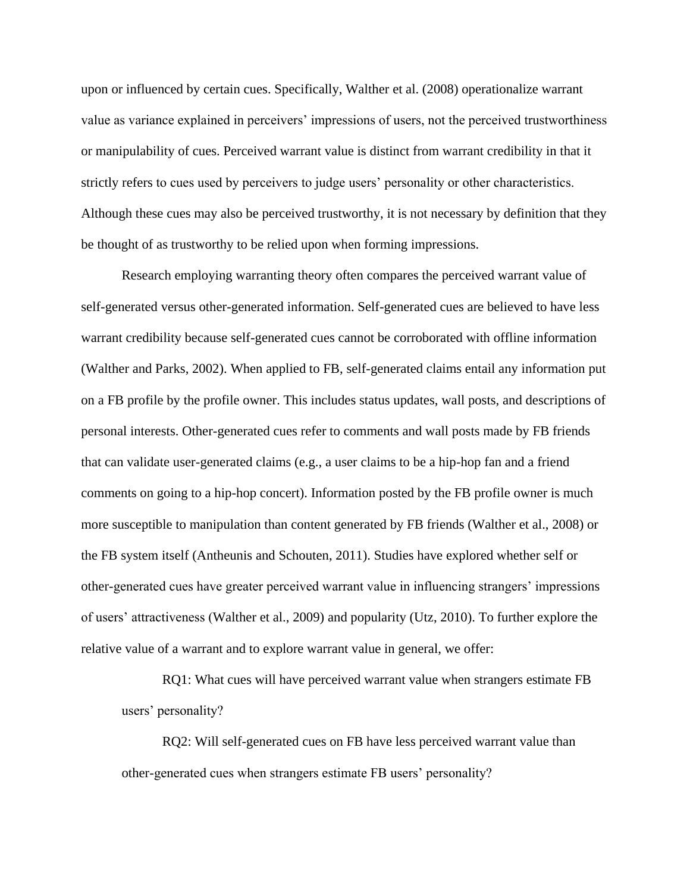upon or influenced by certain cues. Specifically, Walther et al. (2008) operationalize warrant value as variance explained in perceivers' impressions of users, not the perceived trustworthiness or manipulability of cues. Perceived warrant value is distinct from warrant credibility in that it strictly refers to cues used by perceivers to judge users' personality or other characteristics. Although these cues may also be perceived trustworthy, it is not necessary by definition that they be thought of as trustworthy to be relied upon when forming impressions.

Research employing warranting theory often compares the perceived warrant value of self-generated versus other-generated information. Self-generated cues are believed to have less warrant credibility because self-generated cues cannot be corroborated with offline information (Walther and Parks, 2002). When applied to FB, self-generated claims entail any information put on a FB profile by the profile owner. This includes status updates, wall posts, and descriptions of personal interests. Other-generated cues refer to comments and wall posts made by FB friends that can validate user-generated claims (e.g., a user claims to be a hip-hop fan and a friend comments on going to a hip-hop concert). Information posted by the FB profile owner is much more susceptible to manipulation than content generated by FB friends (Walther et al., 2008) or the FB system itself (Antheunis and Schouten, 2011). Studies have explored whether self or other-generated cues have greater perceived warrant value in influencing strangers' impressions of users' attractiveness (Walther et al., 2009) and popularity (Utz, 2010). To further explore the relative value of a warrant and to explore warrant value in general, we offer:

> RQ1: What cues will have perceived warrant value when strangers estimate FB users' personality?
>
> RQ2: Will self-generated cues on FB have less perceived warrant value than other-generated cues when strangers estimate FB users' personality?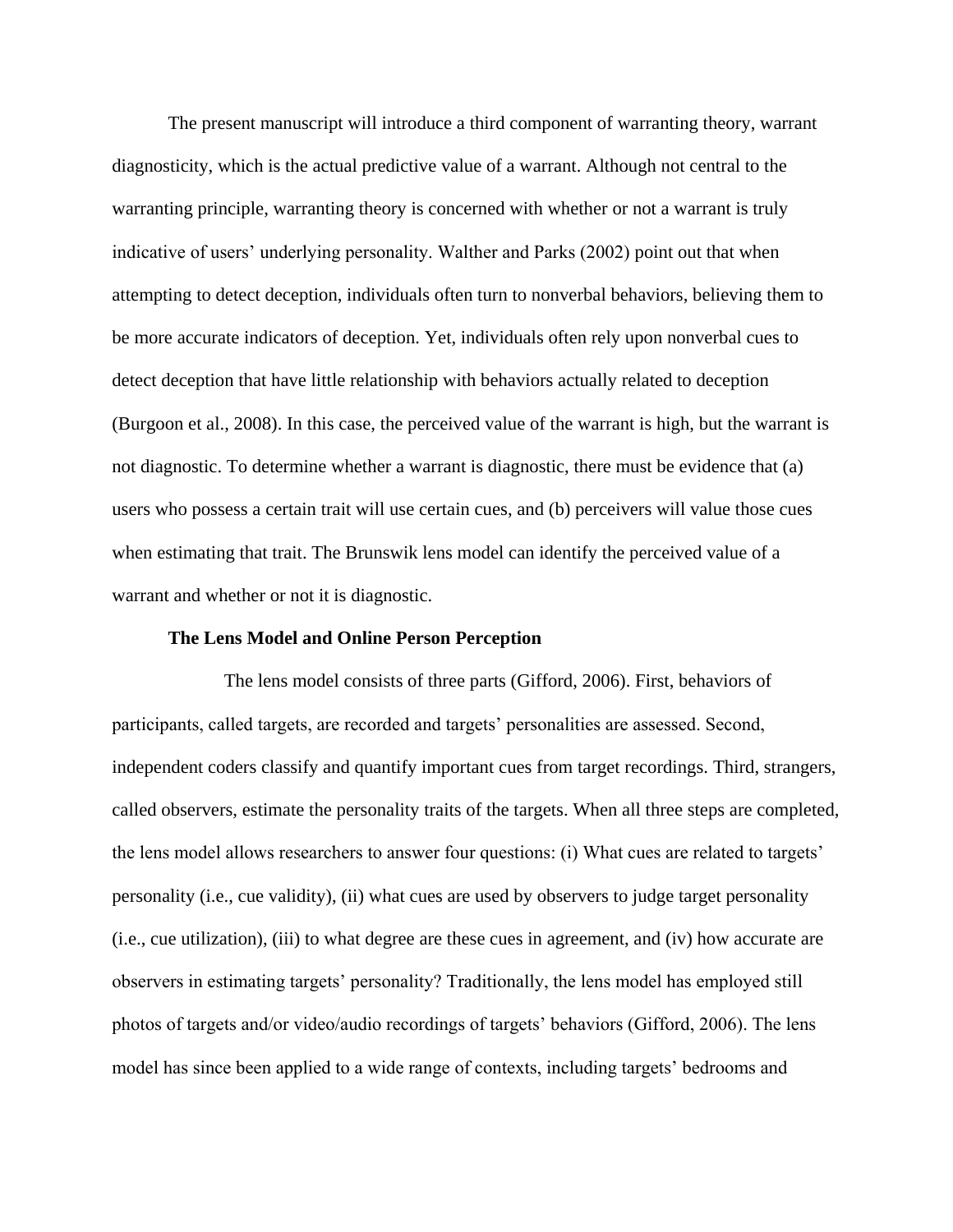The present manuscript will introduce a third component of warranting theory, warrant diagnosticity, which is the actual predictive value of a warrant. Although not central to the warranting principle, warranting theory is concerned with whether or not a warrant is truly indicative of users' underlying personality. Walther and Parks (2002) point out that when attempting to detect deception, individuals often turn to nonverbal behaviors, believing them to be more accurate indicators of deception. Yet, individuals often rely upon nonverbal cues to detect deception that have little relationship with behaviors actually related to deception (Burgoon et al., 2008). In this case, the perceived value of the warrant is high, but the warrant is not diagnostic. To determine whether a warrant is diagnostic, there must be evidence that (a) users who possess a certain trait will use certain cues, and (b) perceivers will value those cues when estimating that trait. The Brunswik lens model can identify the perceived value of a warrant and whether or not it is diagnostic.

## The Lens Model and Online Person Perception

The lens model consists of three parts (Gifford, 2006). First, behaviors of participants, called targets, are recorded and targets' personalities are assessed. Second, independent coders classify and quantify important cues from target recordings. Third, strangers, called observers, estimate the personality traits of the targets. When all three steps are completed, the lens model allows researchers to answer four questions: (i) What cues are related to targets' personality (i.e., cue validity), (ii) what cues are used by observers to judge target personality (i.e., cue utilization), (iii) to what degree are these cues in agreement, and (iv) how accurate are observers in estimating targets' personality? Traditionally, the lens model has employed still photos of targets and/or video/audio recordings of targets' behaviors (Gifford, 2006). The lens model has since been applied to a wide range of contexts, including targets' bedrooms and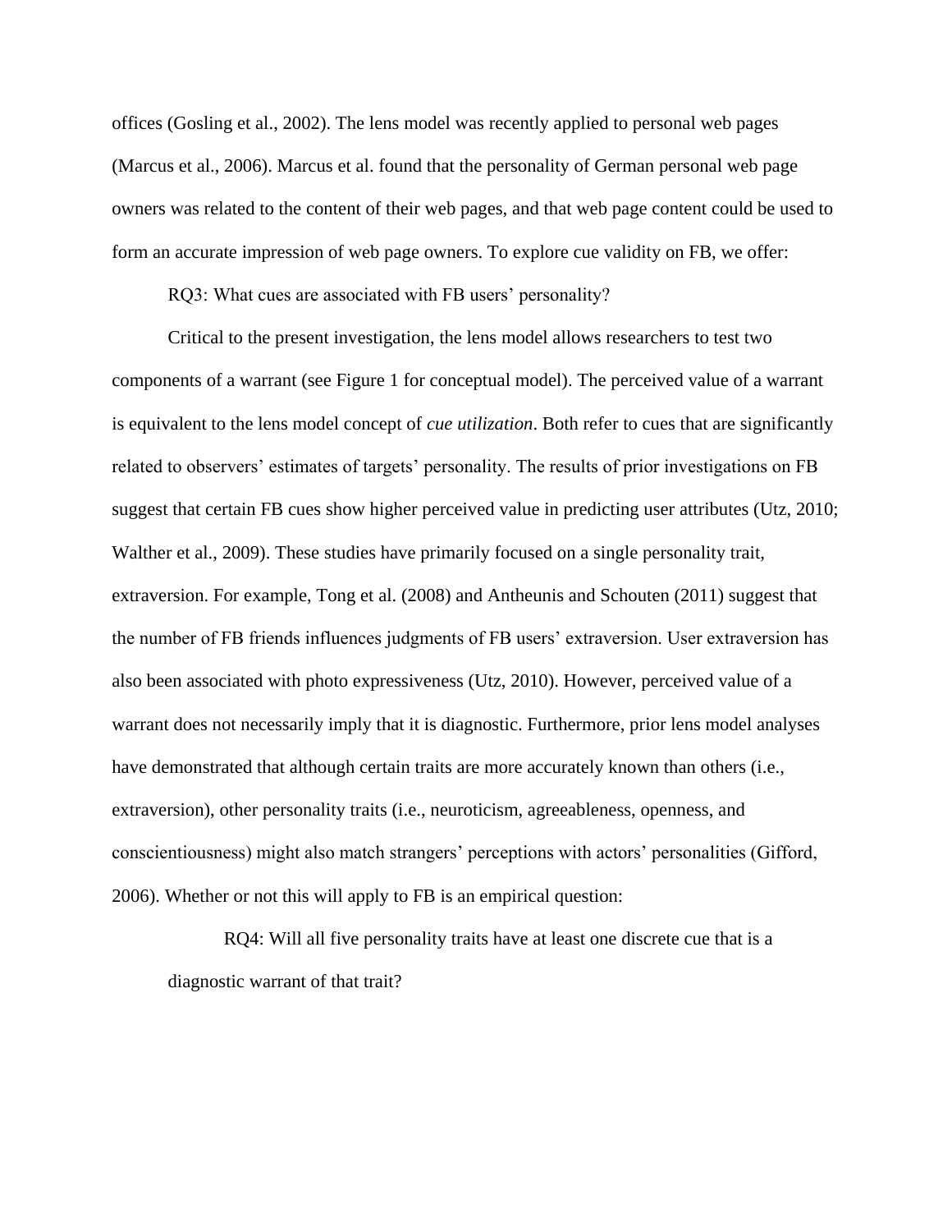offices (Gosling et al., 2002). The lens model was recently applied to personal web pages (Marcus et al., 2006). Marcus et al. found that the personality of German personal web page owners was related to the content of their web pages, and that web page content could be used to form an accurate impression of web page owners. To explore cue validity on FB, we offer:

RQ3: What cues are associated with FB users' personality?

Critical to the present investigation, the lens model allows researchers to test two components of a warrant (see Figure 1 for conceptual model). The perceived value of a warrant is equivalent to the lens model concept of *cue utilization*. Both refer to cues that are significantly related to observers' estimates of targets' personality. The results of prior investigations on FB suggest that certain FB cues show higher perceived value in predicting user attributes (Utz, 2010; Walther et al., 2009). These studies have primarily focused on a single personality trait, extraversion. For example, Tong et al. (2008) and Antheunis and Schouten (2011) suggest that the number of FB friends influences judgments of FB users' extraversion. User extraversion has also been associated with photo expressiveness (Utz, 2010). However, perceived value of a warrant does not necessarily imply that it is diagnostic. Furthermore, prior lens model analyses have demonstrated that although certain traits are more accurately known than others (i.e., extraversion), other personality traits (i.e., neuroticism, agreeableness, openness, and conscientiousness) might also match strangers' perceptions with actors' personalities (Gifford, 2006). Whether or not this will apply to FB is an empirical question:

RQ4: Will all five personality traits have at least one discrete cue that is a diagnostic warrant of that trait?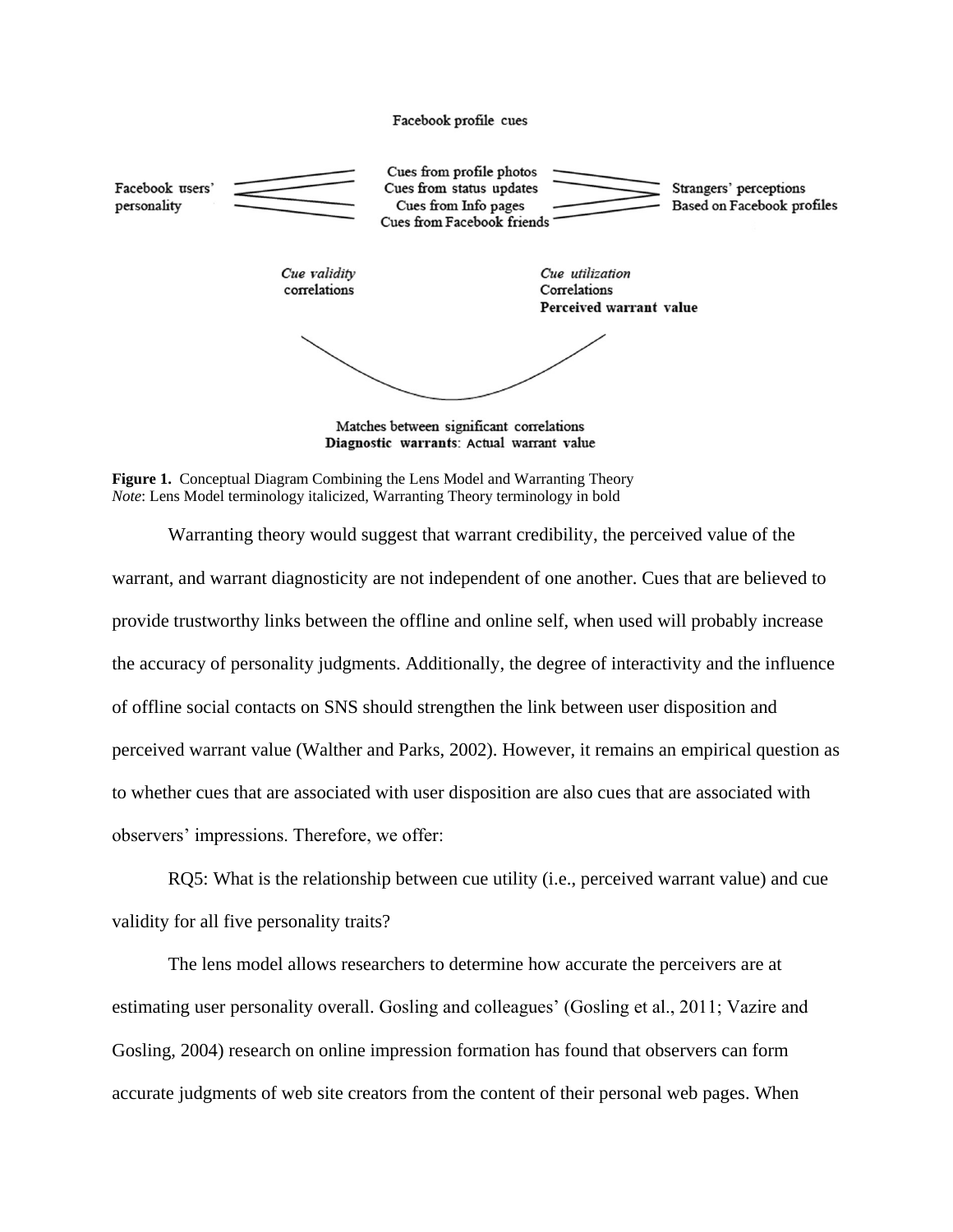Facebook profile cues

Facebook users' personality

Cues from profile photos
Cues from status updates
Cues from Info pages
Cues from Facebook friends

Strangers' perceptions
Based on Facebook profiles

*Cue validity*
correlations

*Cue utilization*
Correlations
**Perceived warrant value**

Matches between significant correlations
**Diagnostic warrants**: Actual warrant value

**Figure 1.** Conceptual Diagram Combining the Lens Model and Warranting Theory
*Note*: Lens Model terminology italicized, Warranting Theory terminology in bold

Warranting theory would suggest that warrant credibility, the perceived value of the warrant, and warrant diagnosticity are not independent of one another. Cues that are believed to provide trustworthy links between the offline and online self, when used will probably increase the accuracy of personality judgments. Additionally, the degree of interactivity and the influence of offline social contacts on SNS should strengthen the link between user disposition and perceived warrant value (Walther and Parks, 2002). However, it remains an empirical question as to whether cues that are associated with user disposition are also cues that are associated with observers' impressions. Therefore, we offer:

RQ5: What is the relationship between cue utility (i.e., perceived warrant value) and cue validity for all five personality traits?

The lens model allows researchers to determine how accurate the perceivers are at estimating user personality overall. Gosling and colleagues' (Gosling et al., 2011; Vazire and Gosling, 2004) research on online impression formation has found that observers can form accurate judgments of web site creators from the content of their personal web pages. When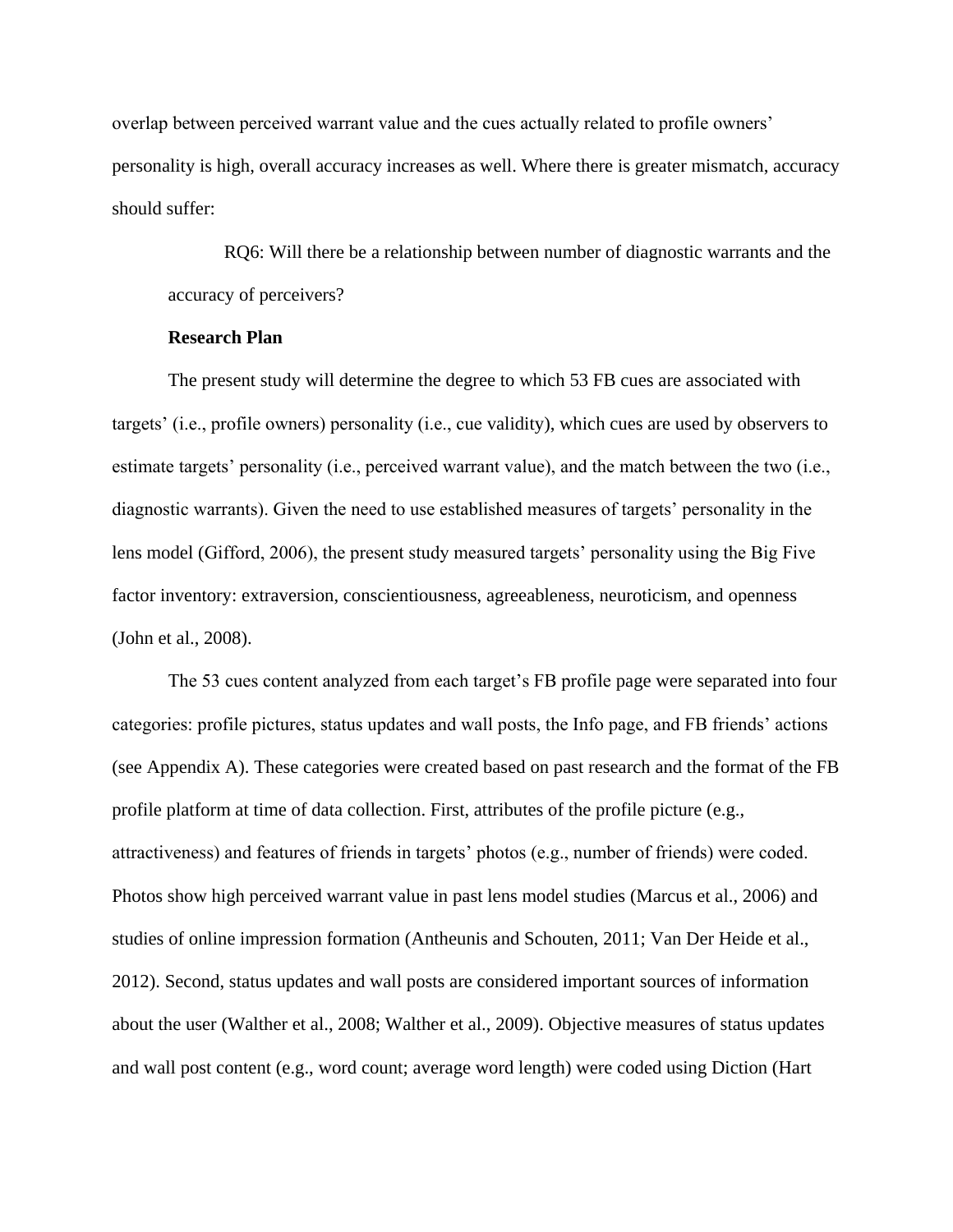overlap between perceived warrant value and the cues actually related to profile owners' personality is high, overall accuracy increases as well. Where there is greater mismatch, accuracy should suffer:

> RQ6: Will there be a relationship between number of diagnostic warrants and the accuracy of perceivers?

**Research Plan**

The present study will determine the degree to which 53 FB cues are associated with targets' (i.e., profile owners) personality (i.e., cue validity), which cues are used by observers to estimate targets' personality (i.e., perceived warrant value), and the match between the two (i.e., diagnostic warrants). Given the need to use established measures of targets' personality in the lens model (Gifford, 2006), the present study measured targets' personality using the Big Five factor inventory: extraversion, conscientiousness, agreeableness, neuroticism, and openness (John et al., 2008).

The 53 cues content analyzed from each target's FB profile page were separated into four categories: profile pictures, status updates and wall posts, the Info page, and FB friends' actions (see Appendix A). These categories were created based on past research and the format of the FB profile platform at time of data collection. First, attributes of the profile picture (e.g., attractiveness) and features of friends in targets' photos (e.g., number of friends) were coded. Photos show high perceived warrant value in past lens model studies (Marcus et al., 2006) and studies of online impression formation (Antheunis and Schouten, 2011; Van Der Heide et al., 2012). Second, status updates and wall posts are considered important sources of information about the user (Walther et al., 2008; Walther et al., 2009). Objective measures of status updates and wall post content (e.g., word count; average word length) were coded using Diction (Hart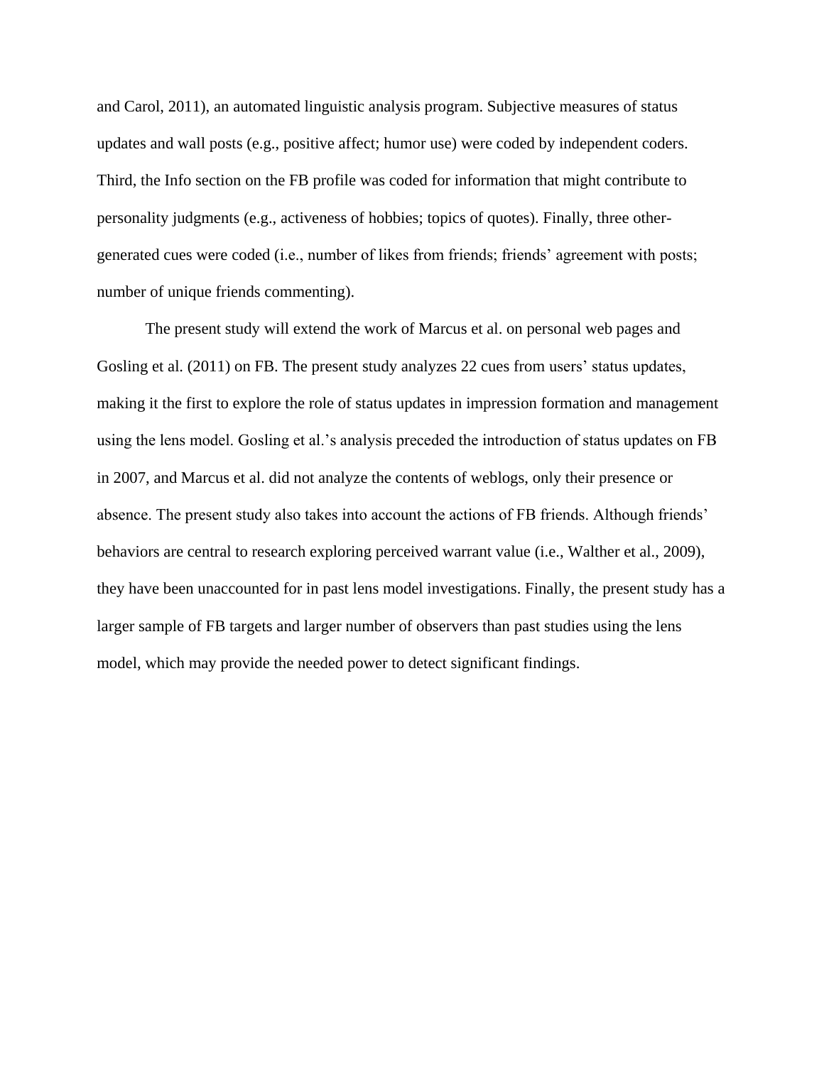and Carol, 2011), an automated linguistic analysis program. Subjective measures of status updates and wall posts (e.g., positive affect; humor use) were coded by independent coders. Third, the Info section on the FB profile was coded for information that might contribute to personality judgments (e.g., activeness of hobbies; topics of quotes). Finally, three other-generated cues were coded (i.e., number of likes from friends; friends' agreement with posts; number of unique friends commenting).

The present study will extend the work of Marcus et al. on personal web pages and Gosling et al. (2011) on FB. The present study analyzes 22 cues from users' status updates, making it the first to explore the role of status updates in impression formation and management using the lens model. Gosling et al.'s analysis preceded the introduction of status updates on FB in 2007, and Marcus et al. did not analyze the contents of weblogs, only their presence or absence. The present study also takes into account the actions of FB friends. Although friends' behaviors are central to research exploring perceived warrant value (i.e., Walther et al., 2009), they have been unaccounted for in past lens model investigations. Finally, the present study has a larger sample of FB targets and larger number of observers than past studies using the lens model, which may provide the needed power to detect significant findings.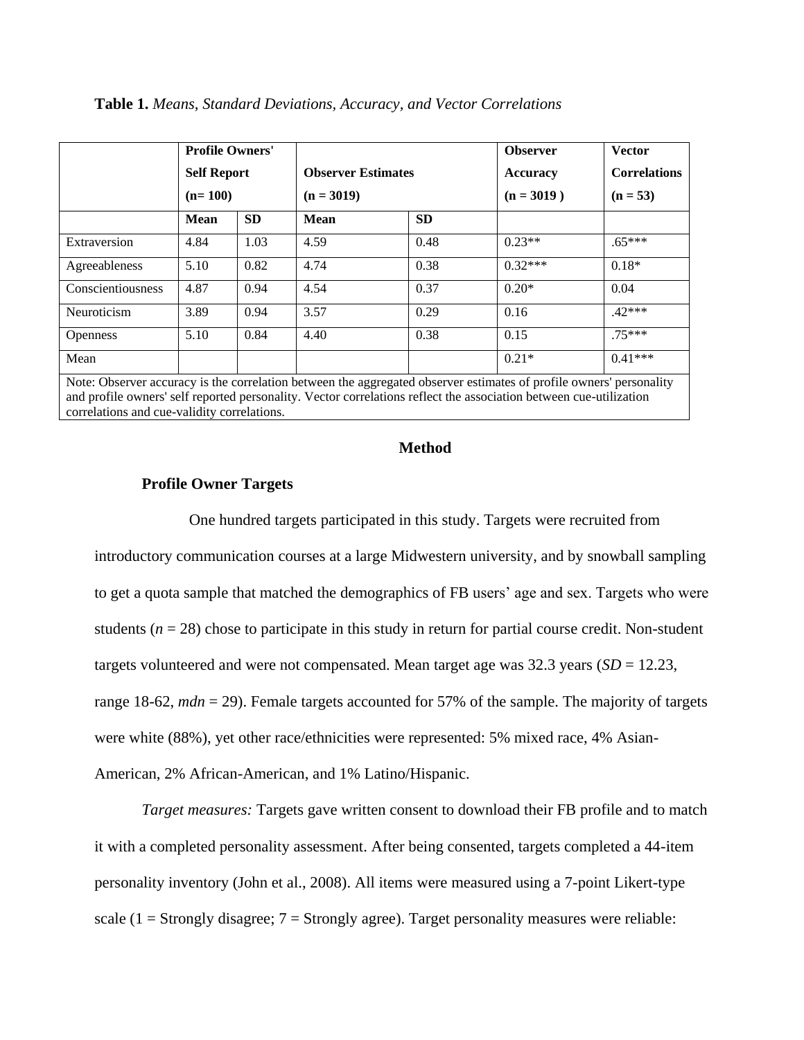**Table 1.** *Means, Standard Deviations, Accuracy, and Vector Correlations*

| | Profile Owners' Self Report (n= 100) | | Observer Estimates (n = 3019) | | Observer Accuracy (n = 3019 ) | Vector Correlations (n = 53) |
|---|---|---|---|---|---|---|
| | Mean | SD | Mean | SD | | |
| Extraversion | 4.84 | 1.03 | 4.59 | 0.48 | 0.23** | .65*** |
| Agreeableness | 5.10 | 0.82 | 4.74 | 0.38 | 0.32*** | 0.18* |
| Conscientiousness | 4.87 | 0.94 | 4.54 | 0.37 | 0.20* | 0.04 |
| Neuroticism | 3.89 | 0.94 | 3.57 | 0.29 | 0.16 | .42*** |
| Openness | 5.10 | 0.84 | 4.40 | 0.38 | 0.15 | .75*** |
| Mean | | | | | 0.21* | 0.41*** |

Note: Observer accuracy is the correlation between the aggregated observer estimates of profile owners' personality and profile owners' self reported personality. Vector correlations reflect the association between cue-utilization correlations and cue-validity correlations.

## Method

### Profile Owner Targets

One hundred targets participated in this study. Targets were recruited from introductory communication courses at a large Midwestern university, and by snowball sampling to get a quota sample that matched the demographics of FB users' age and sex. Targets who were students (*n* = 28) chose to participate in this study in return for partial course credit. Non-student targets volunteered and were not compensated. Mean target age was 32.3 years (*SD* = 12.23, range 18-62, *mdn* = 29). Female targets accounted for 57% of the sample. The majority of targets were white (88%), yet other race/ethnicities were represented: 5% mixed race, 4% Asian-American, 2% African-American, and 1% Latino/Hispanic.

*Target measures:* Targets gave written consent to download their FB profile and to match it with a completed personality assessment. After being consented, targets completed a 44-item personality inventory (John et al., 2008). All items were measured using a 7-point Likert-type scale (1 = Strongly disagree; 7 = Strongly agree). Target personality measures were reliable: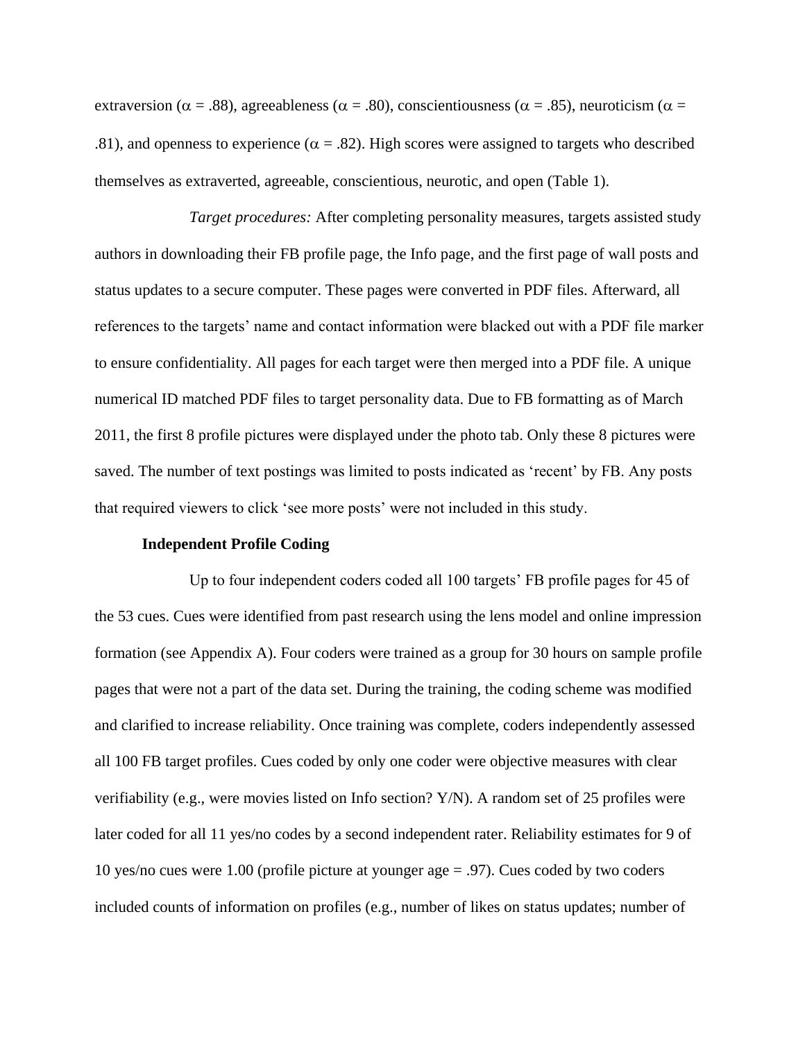extraversion ($\alpha$ = .88), agreeableness ($\alpha$ = .80), conscientiousness ($\alpha$ = .85), neuroticism ($\alpha$ = .81), and openness to experience ($\alpha$ = .82). High scores were assigned to targets who described themselves as extraverted, agreeable, conscientious, neurotic, and open (Table 1).

*Target procedures:* After completing personality measures, targets assisted study authors in downloading their FB profile page, the Info page, and the first page of wall posts and status updates to a secure computer. These pages were converted in PDF files. Afterward, all references to the targets' name and contact information were blacked out with a PDF file marker to ensure confidentiality. All pages for each target were then merged into a PDF file. A unique numerical ID matched PDF files to target personality data. Due to FB formatting as of March 2011, the first 8 profile pictures were displayed under the photo tab. Only these 8 pictures were saved. The number of text postings was limited to posts indicated as 'recent' by FB. Any posts that required viewers to click 'see more posts' were not included in this study.

**Independent Profile Coding**

Up to four independent coders coded all 100 targets' FB profile pages for 45 of the 53 cues. Cues were identified from past research using the lens model and online impression formation (see Appendix A). Four coders were trained as a group for 30 hours on sample profile pages that were not a part of the data set. During the training, the coding scheme was modified and clarified to increase reliability. Once training was complete, coders independently assessed all 100 FB target profiles. Cues coded by only one coder were objective measures with clear verifiability (e.g., were movies listed on Info section? Y/N). A random set of 25 profiles were later coded for all 11 yes/no codes by a second independent rater. Reliability estimates for 9 of 10 yes/no cues were 1.00 (profile picture at younger age = .97). Cues coded by two coders included counts of information on profiles (e.g., number of likes on status updates; number of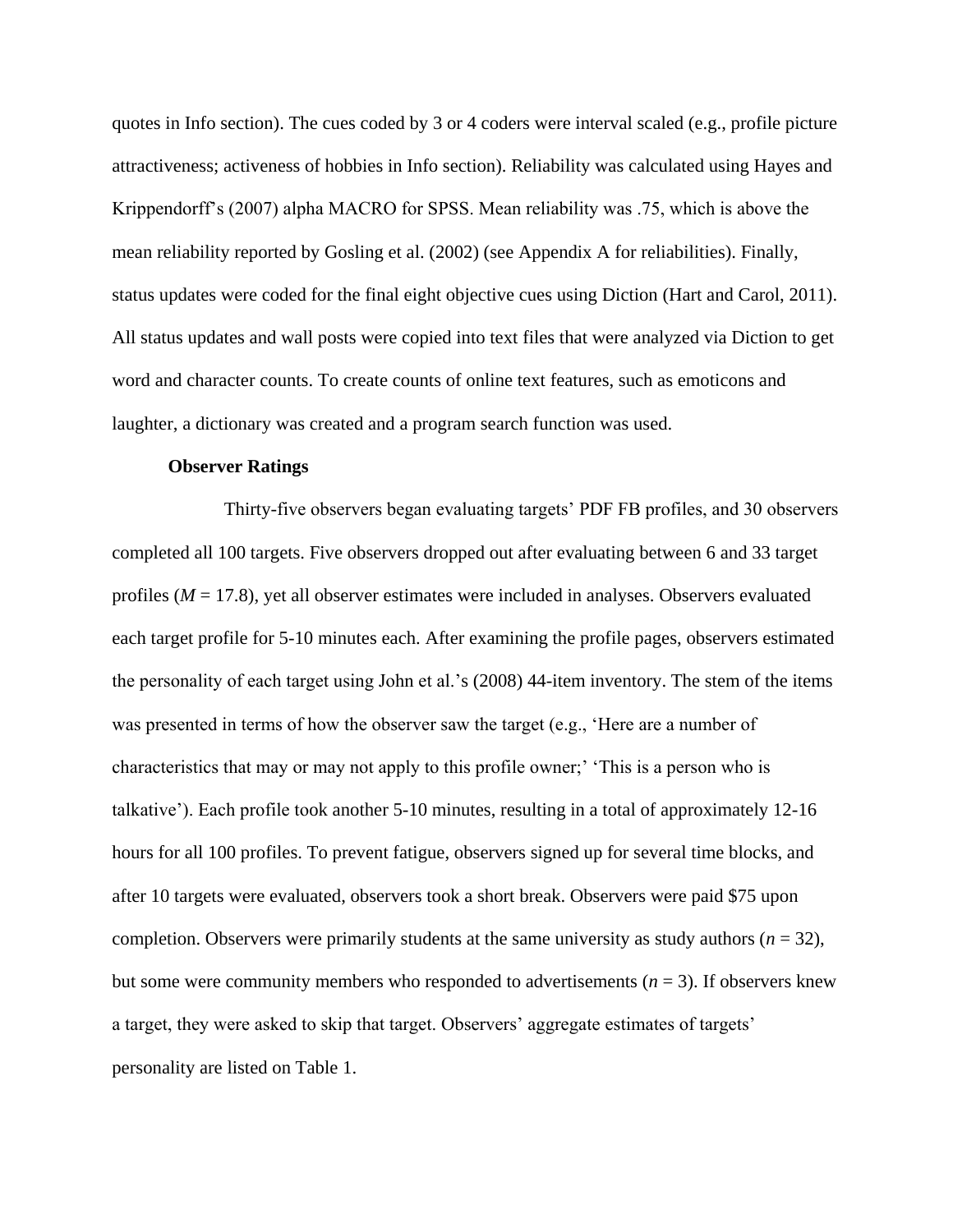quotes in Info section). The cues coded by 3 or 4 coders were interval scaled (e.g., profile picture attractiveness; activeness of hobbies in Info section). Reliability was calculated using Hayes and Krippendorff's (2007) alpha MACRO for SPSS. Mean reliability was .75, which is above the mean reliability reported by Gosling et al. (2002) (see Appendix A for reliabilities). Finally, status updates were coded for the final eight objective cues using Diction (Hart and Carol, 2011). All status updates and wall posts were copied into text files that were analyzed via Diction to get word and character counts. To create counts of online text features, such as emoticons and laughter, a dictionary was created and a program search function was used.

**Observer Ratings**

Thirty-five observers began evaluating targets' PDF FB profiles, and 30 observers completed all 100 targets. Five observers dropped out after evaluating between 6 and 33 target profiles ($M$ = 17.8), yet all observer estimates were included in analyses. Observers evaluated each target profile for 5-10 minutes each. After examining the profile pages, observers estimated the personality of each target using John et al.'s (2008) 44-item inventory. The stem of the items was presented in terms of how the observer saw the target (e.g., 'Here are a number of characteristics that may or may not apply to this profile owner;' 'This is a person who is talkative'). Each profile took another 5-10 minutes, resulting in a total of approximately 12-16 hours for all 100 profiles. To prevent fatigue, observers signed up for several time blocks, and after 10 targets were evaluated, observers took a short break. Observers were paid $75 upon completion. Observers were primarily students at the same university as study authors ($n$ = 32), but some were community members who responded to advertisements ($n$ = 3). If observers knew a target, they were asked to skip that target. Observers' aggregate estimates of targets' personality are listed on Table 1.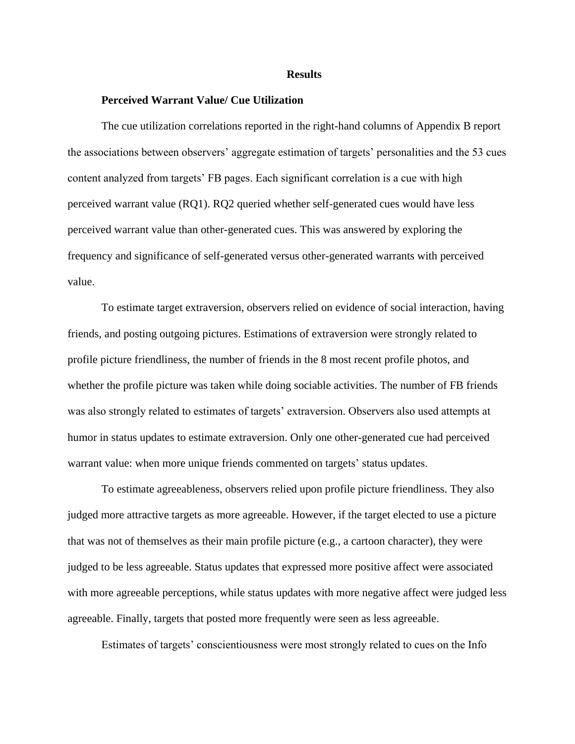# Results

## Perceived Warrant Value/ Cue Utilization

The cue utilization correlations reported in the right-hand columns of Appendix B report the associations between observers' aggregate estimation of targets' personalities and the 53 cues content analyzed from targets' FB pages. Each significant correlation is a cue with high perceived warrant value (RQ1). RQ2 queried whether self-generated cues would have less perceived warrant value than other-generated cues. This was answered by exploring the frequency and significance of self-generated versus other-generated warrants with perceived value.

To estimate target extraversion, observers relied on evidence of social interaction, having friends, and posting outgoing pictures. Estimations of extraversion were strongly related to profile picture friendliness, the number of friends in the 8 most recent profile photos, and whether the profile picture was taken while doing sociable activities. The number of FB friends was also strongly related to estimates of targets' extraversion. Observers also used attempts at humor in status updates to estimate extraversion. Only one other-generated cue had perceived warrant value: when more unique friends commented on targets' status updates.

To estimate agreeableness, observers relied upon profile picture friendliness. They also judged more attractive targets as more agreeable. However, if the target elected to use a picture that was not of themselves as their main profile picture (e.g., a cartoon character), they were judged to be less agreeable. Status updates that expressed more positive affect were associated with more agreeable perceptions, while status updates with more negative affect were judged less agreeable. Finally, targets that posted more frequently were seen as less agreeable.

Estimates of targets' conscientiousness were most strongly related to cues on the Info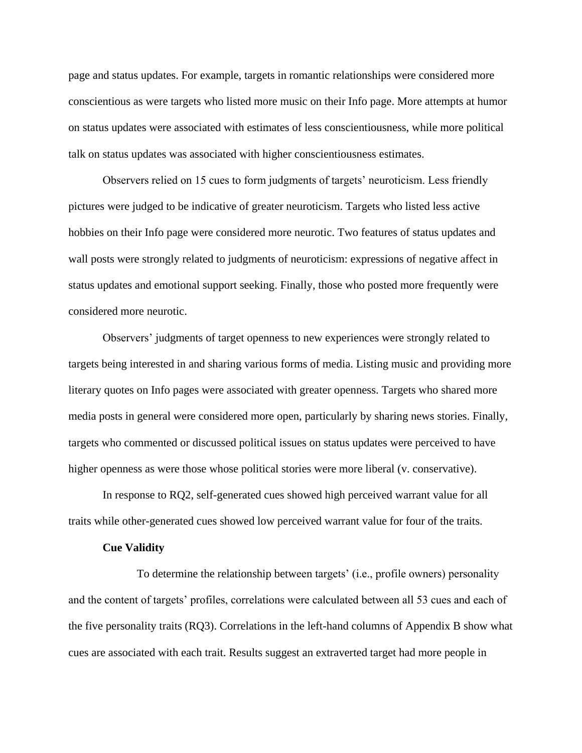page and status updates. For example, targets in romantic relationships were considered more conscientious as were targets who listed more music on their Info page. More attempts at humor on status updates were associated with estimates of less conscientiousness, while more political talk on status updates was associated with higher conscientiousness estimates.

Observers relied on 15 cues to form judgments of targets' neuroticism. Less friendly pictures were judged to be indicative of greater neuroticism. Targets who listed less active hobbies on their Info page were considered more neurotic. Two features of status updates and wall posts were strongly related to judgments of neuroticism: expressions of negative affect in status updates and emotional support seeking. Finally, those who posted more frequently were considered more neurotic.

Observers' judgments of target openness to new experiences were strongly related to targets being interested in and sharing various forms of media. Listing music and providing more literary quotes on Info pages were associated with greater openness. Targets who shared more media posts in general were considered more open, particularly by sharing news stories. Finally, targets who commented or discussed political issues on status updates were perceived to have higher openness as were those whose political stories were more liberal (v. conservative).

In response to RQ2, self-generated cues showed high perceived warrant value for all traits while other-generated cues showed low perceived warrant value for four of the traits.

**Cue Validity**

To determine the relationship between targets' (i.e., profile owners) personality and the content of targets' profiles, correlations were calculated between all 53 cues and each of the five personality traits (RQ3). Correlations in the left-hand columns of Appendix B show what cues are associated with each trait. Results suggest an extraverted target had more people in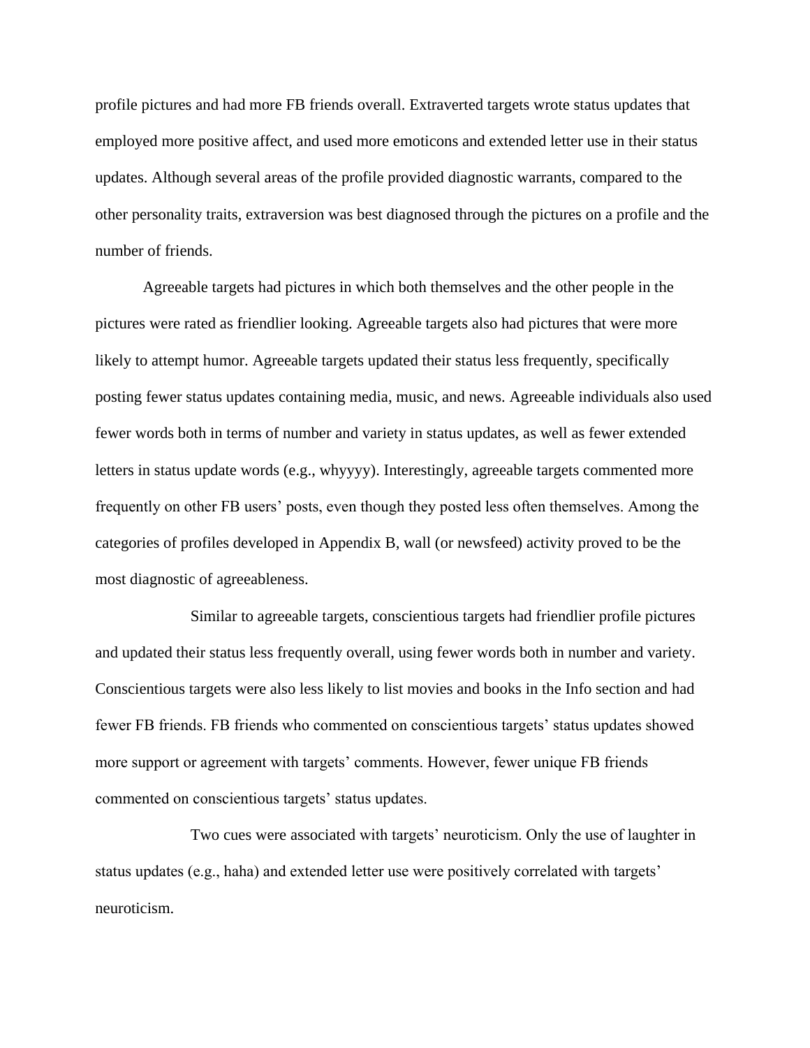profile pictures and had more FB friends overall. Extraverted targets wrote status updates that employed more positive affect, and used more emoticons and extended letter use in their status updates. Although several areas of the profile provided diagnostic warrants, compared to the other personality traits, extraversion was best diagnosed through the pictures on a profile and the number of friends.

Agreeable targets had pictures in which both themselves and the other people in the pictures were rated as friendlier looking. Agreeable targets also had pictures that were more likely to attempt humor. Agreeable targets updated their status less frequently, specifically posting fewer status updates containing media, music, and news. Agreeable individuals also used fewer words both in terms of number and variety in status updates, as well as fewer extended letters in status update words (e.g., whyyyy). Interestingly, agreeable targets commented more frequently on other FB users' posts, even though they posted less often themselves. Among the categories of profiles developed in Appendix B, wall (or newsfeed) activity proved to be the most diagnostic of agreeableness.

Similar to agreeable targets, conscientious targets had friendlier profile pictures and updated their status less frequently overall, using fewer words both in number and variety. Conscientious targets were also less likely to list movies and books in the Info section and had fewer FB friends. FB friends who commented on conscientious targets' status updates showed more support or agreement with targets' comments. However, fewer unique FB friends commented on conscientious targets' status updates.

Two cues were associated with targets' neuroticism. Only the use of laughter in status updates (e.g., haha) and extended letter use were positively correlated with targets' neuroticism.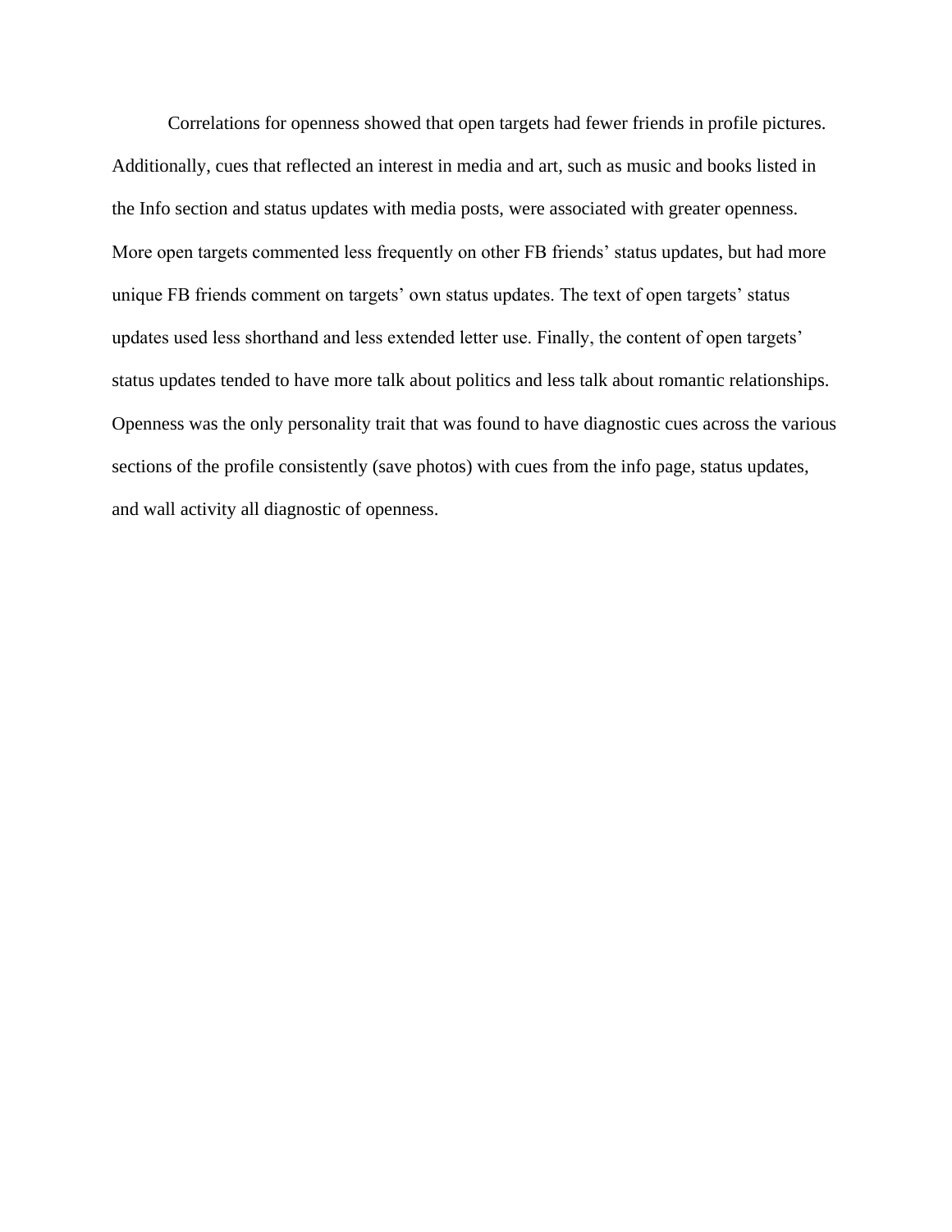Correlations for openness showed that open targets had fewer friends in profile pictures. Additionally, cues that reflected an interest in media and art, such as music and books listed in the Info section and status updates with media posts, were associated with greater openness. More open targets commented less frequently on other FB friends' status updates, but had more unique FB friends comment on targets' own status updates. The text of open targets' status updates used less shorthand and less extended letter use. Finally, the content of open targets' status updates tended to have more talk about politics and less talk about romantic relationships. Openness was the only personality trait that was found to have diagnostic cues across the various sections of the profile consistently (save photos) with cues from the info page, status updates, and wall activity all diagnostic of openness.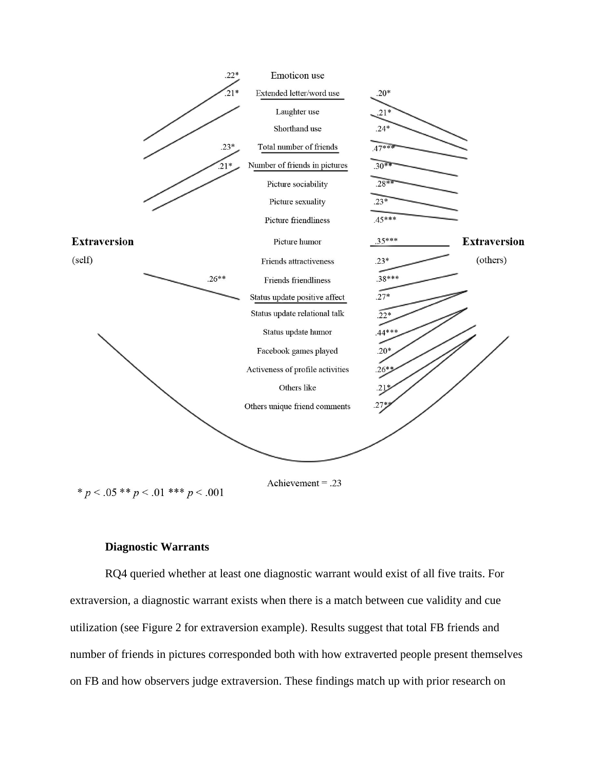Extraversion (self)

Extraversion (others)

| Self correlation | Cue | Others correlation |
| --- | --- | --- |
| .22* | Emoticon use | |
| .21* | Extended letter/word use | .20* |
| | Laughter use | .21* |
| | Shorthand use | .24* |
| .23* | Total number of friends | .47*** |
| .21* | Number of friends in pictures | .30** |
| | Picture sociability | .28** |
| | Picture sexuality | .23* |
| | Picture friendliness | .45*** |
| | Picture humor | .35*** |
| | Friends attractiveness | .23* |
| .26** | Friends friendliness | .38*** |
| | Status update positive affect | .27* |
| | Status update relational talk | .22* |
| | Status update humor | .44*** |
| | Facebook games played | .20* |
| | Activeness of profile activities | .26** |
| | Others like | .21* |
| | Others unique friend comments | .27** |

Achievement = .23

* $p < .05$ ** $p < .01$ *** $p < .001$

### Diagnostic Warrants

RQ4 queried whether at least one diagnostic warrant would exist of all five traits. For extraversion, a diagnostic warrant exists when there is a match between cue validity and cue utilization (see Figure 2 for extraversion example). Results suggest that total FB friends and number of friends in pictures corresponded both with how extraverted people present themselves on FB and how observers judge extraversion. These findings match up with prior research on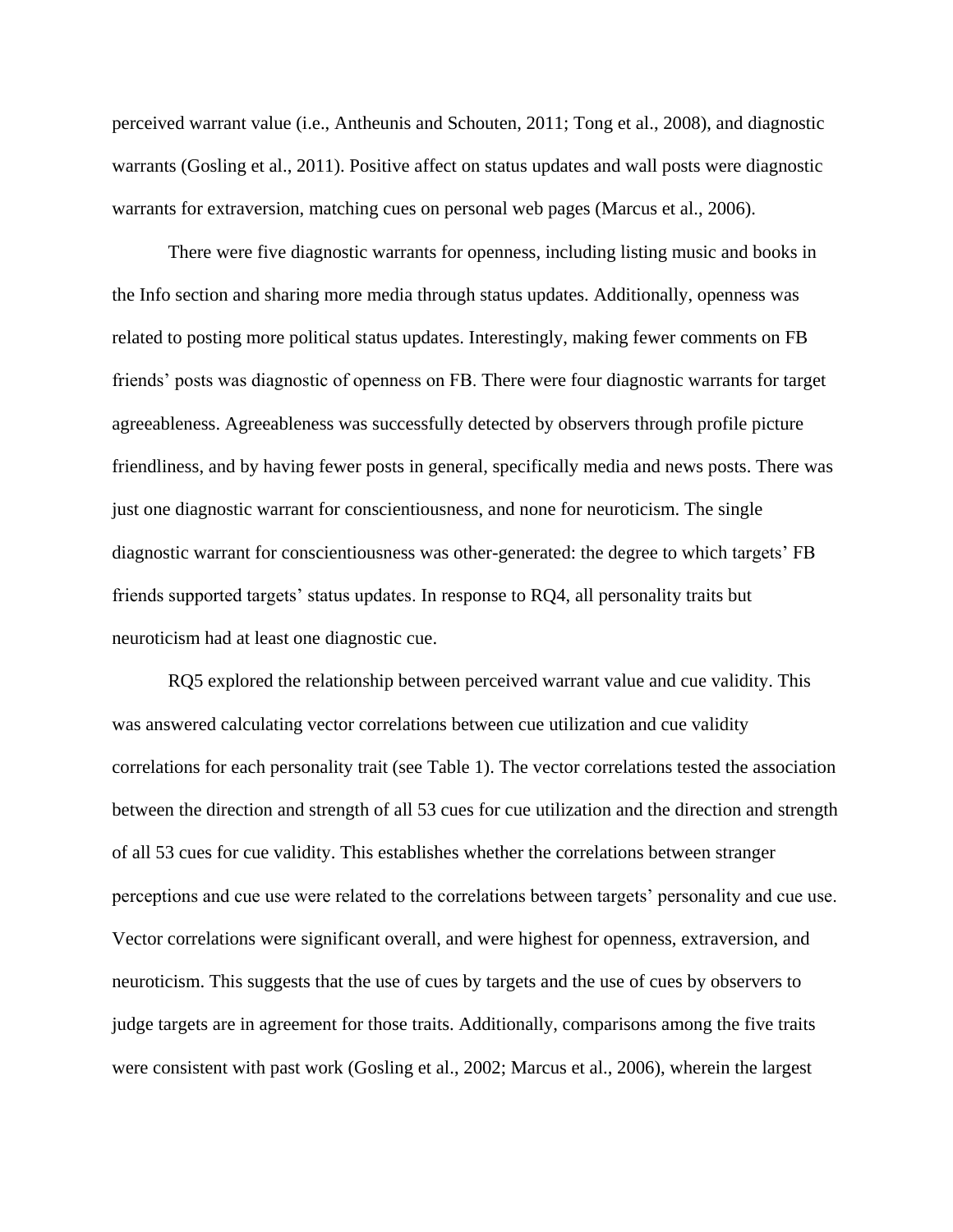perceived warrant value (i.e., Antheunis and Schouten, 2011; Tong et al., 2008), and diagnostic warrants (Gosling et al., 2011). Positive affect on status updates and wall posts were diagnostic warrants for extraversion, matching cues on personal web pages (Marcus et al., 2006).

There were five diagnostic warrants for openness, including listing music and books in the Info section and sharing more media through status updates. Additionally, openness was related to posting more political status updates. Interestingly, making fewer comments on FB friends' posts was diagnostic of openness on FB. There were four diagnostic warrants for target agreeableness. Agreeableness was successfully detected by observers through profile picture friendliness, and by having fewer posts in general, specifically media and news posts. There was just one diagnostic warrant for conscientiousness, and none for neuroticism. The single diagnostic warrant for conscientiousness was other-generated: the degree to which targets' FB friends supported targets' status updates. In response to RQ4, all personality traits but neuroticism had at least one diagnostic cue.

RQ5 explored the relationship between perceived warrant value and cue validity. This was answered calculating vector correlations between cue utilization and cue validity correlations for each personality trait (see Table 1). The vector correlations tested the association between the direction and strength of all 53 cues for cue utilization and the direction and strength of all 53 cues for cue validity. This establishes whether the correlations between stranger perceptions and cue use were related to the correlations between targets' personality and cue use. Vector correlations were significant overall, and were highest for openness, extraversion, and neuroticism. This suggests that the use of cues by targets and the use of cues by observers to judge targets are in agreement for those traits. Additionally, comparisons among the five traits were consistent with past work (Gosling et al., 2002; Marcus et al., 2006), wherein the largest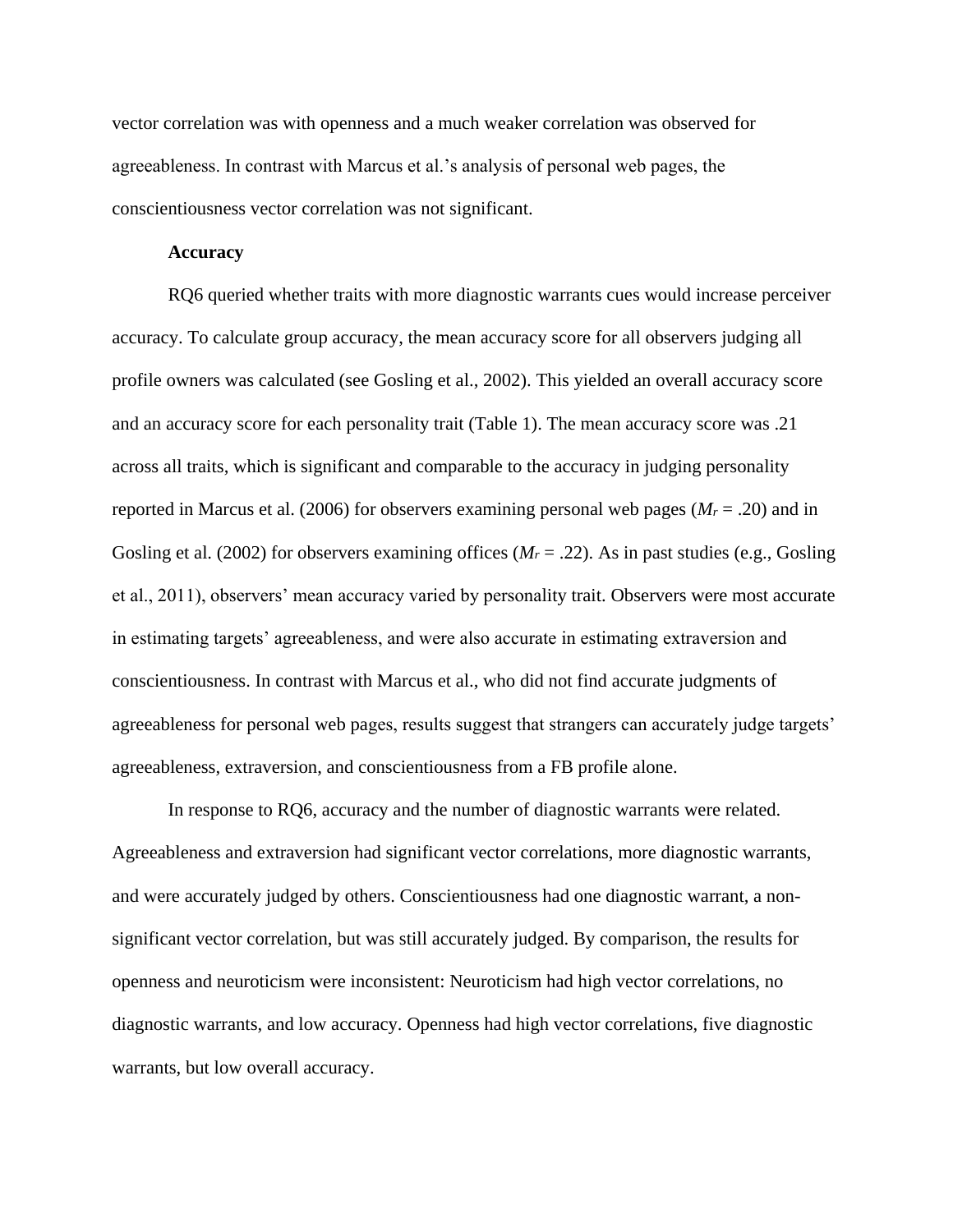vector correlation was with openness and a much weaker correlation was observed for agreeableness. In contrast with Marcus et al.'s analysis of personal web pages, the conscientiousness vector correlation was not significant.

**Accuracy**

RQ6 queried whether traits with more diagnostic warrants cues would increase perceiver accuracy. To calculate group accuracy, the mean accuracy score for all observers judging all profile owners was calculated (see Gosling et al., 2002). This yielded an overall accuracy score and an accuracy score for each personality trait (Table 1). The mean accuracy score was .21 across all traits, which is significant and comparable to the accuracy in judging personality reported in Marcus et al. (2006) for observers examining personal web pages ($M_r$ = .20) and in Gosling et al. (2002) for observers examining offices ($M_r$ = .22). As in past studies (e.g., Gosling et al., 2011), observers' mean accuracy varied by personality trait. Observers were most accurate in estimating targets' agreeableness, and were also accurate in estimating extraversion and conscientiousness. In contrast with Marcus et al., who did not find accurate judgments of agreeableness for personal web pages, results suggest that strangers can accurately judge targets' agreeableness, extraversion, and conscientiousness from a FB profile alone.

In response to RQ6, accuracy and the number of diagnostic warrants were related. Agreeableness and extraversion had significant vector correlations, more diagnostic warrants, and were accurately judged by others. Conscientiousness had one diagnostic warrant, a non-significant vector correlation, but was still accurately judged. By comparison, the results for openness and neuroticism were inconsistent: Neuroticism had high vector correlations, no diagnostic warrants, and low accuracy. Openness had high vector correlations, five diagnostic warrants, but low overall accuracy.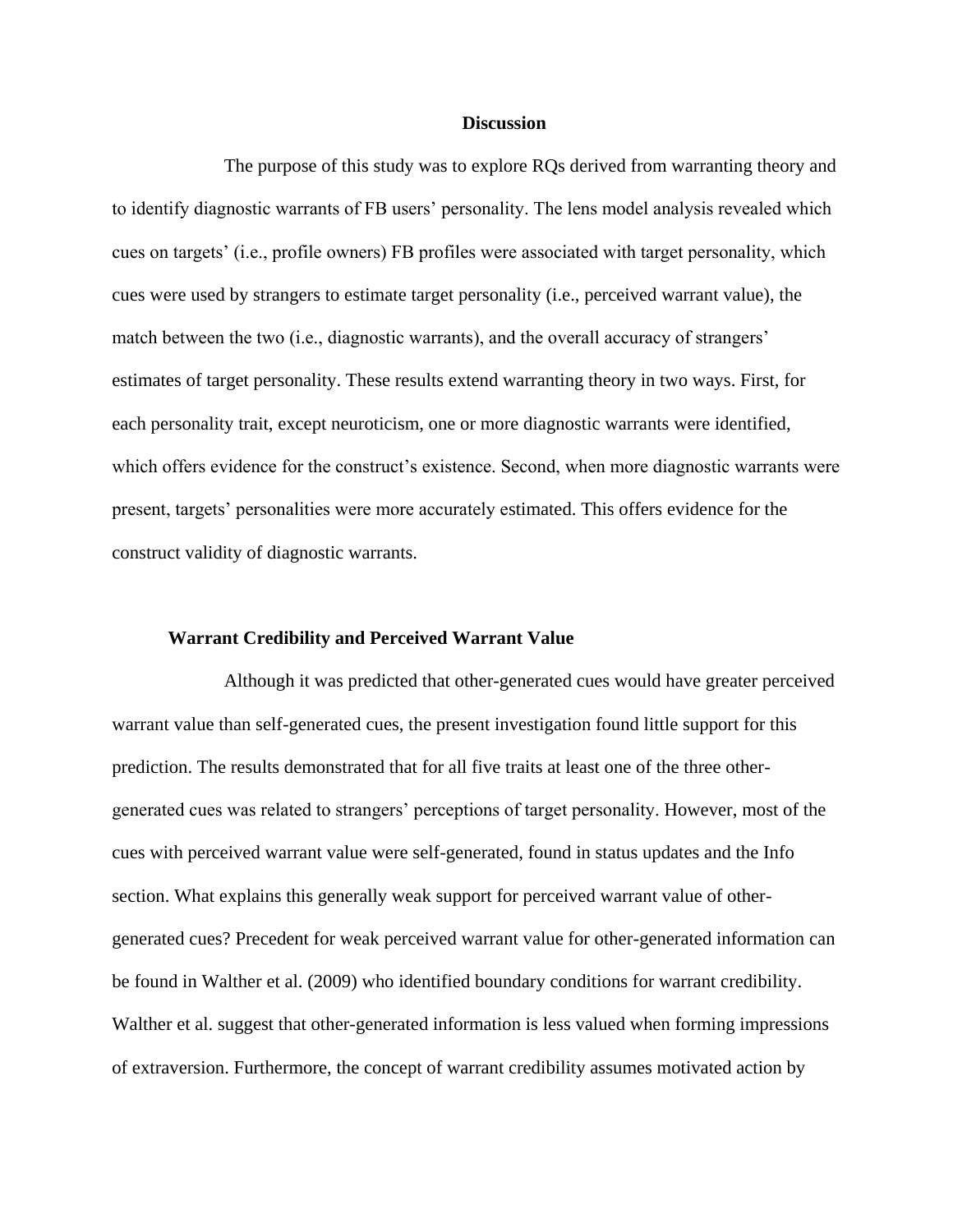## Discussion

The purpose of this study was to explore RQs derived from warranting theory and to identify diagnostic warrants of FB users' personality. The lens model analysis revealed which cues on targets' (i.e., profile owners) FB profiles were associated with target personality, which cues were used by strangers to estimate target personality (i.e., perceived warrant value), the match between the two (i.e., diagnostic warrants), and the overall accuracy of strangers' estimates of target personality. These results extend warranting theory in two ways. First, for each personality trait, except neuroticism, one or more diagnostic warrants were identified, which offers evidence for the construct's existence. Second, when more diagnostic warrants were present, targets' personalities were more accurately estimated. This offers evidence for the construct validity of diagnostic warrants.

### Warrant Credibility and Perceived Warrant Value

Although it was predicted that other-generated cues would have greater perceived warrant value than self-generated cues, the present investigation found little support for this prediction. The results demonstrated that for all five traits at least one of the three other-generated cues was related to strangers' perceptions of target personality. However, most of the cues with perceived warrant value were self-generated, found in status updates and the Info section. What explains this generally weak support for perceived warrant value of other-generated cues? Precedent for weak perceived warrant value for other-generated information can be found in Walther et al. (2009) who identified boundary conditions for warrant credibility. Walther et al. suggest that other-generated information is less valued when forming impressions of extraversion. Furthermore, the concept of warrant credibility assumes motivated action by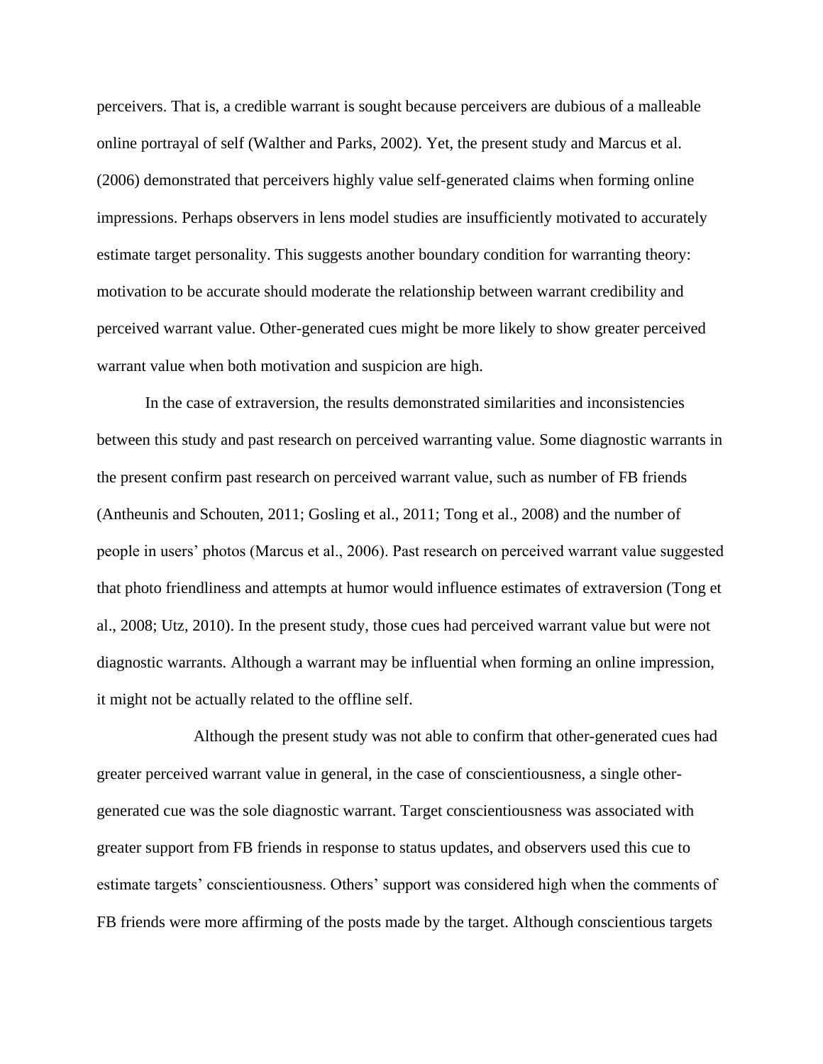perceivers. That is, a credible warrant is sought because perceivers are dubious of a malleable online portrayal of self (Walther and Parks, 2002). Yet, the present study and Marcus et al. (2006) demonstrated that perceivers highly value self-generated claims when forming online impressions. Perhaps observers in lens model studies are insufficiently motivated to accurately estimate target personality. This suggests another boundary condition for warranting theory: motivation to be accurate should moderate the relationship between warrant credibility and perceived warrant value. Other-generated cues might be more likely to show greater perceived warrant value when both motivation and suspicion are high.

In the case of extraversion, the results demonstrated similarities and inconsistencies between this study and past research on perceived warranting value. Some diagnostic warrants in the present confirm past research on perceived warrant value, such as number of FB friends (Antheunis and Schouten, 2011; Gosling et al., 2011; Tong et al., 2008) and the number of people in users' photos (Marcus et al., 2006). Past research on perceived warrant value suggested that photo friendliness and attempts at humor would influence estimates of extraversion (Tong et al., 2008; Utz, 2010). In the present study, those cues had perceived warrant value but were not diagnostic warrants. Although a warrant may be influential when forming an online impression, it might not be actually related to the offline self.

Although the present study was not able to confirm that other-generated cues had greater perceived warrant value in general, in the case of conscientiousness, a single other-generated cue was the sole diagnostic warrant. Target conscientiousness was associated with greater support from FB friends in response to status updates, and observers used this cue to estimate targets' conscientiousness. Others' support was considered high when the comments of FB friends were more affirming of the posts made by the target. Although conscientious targets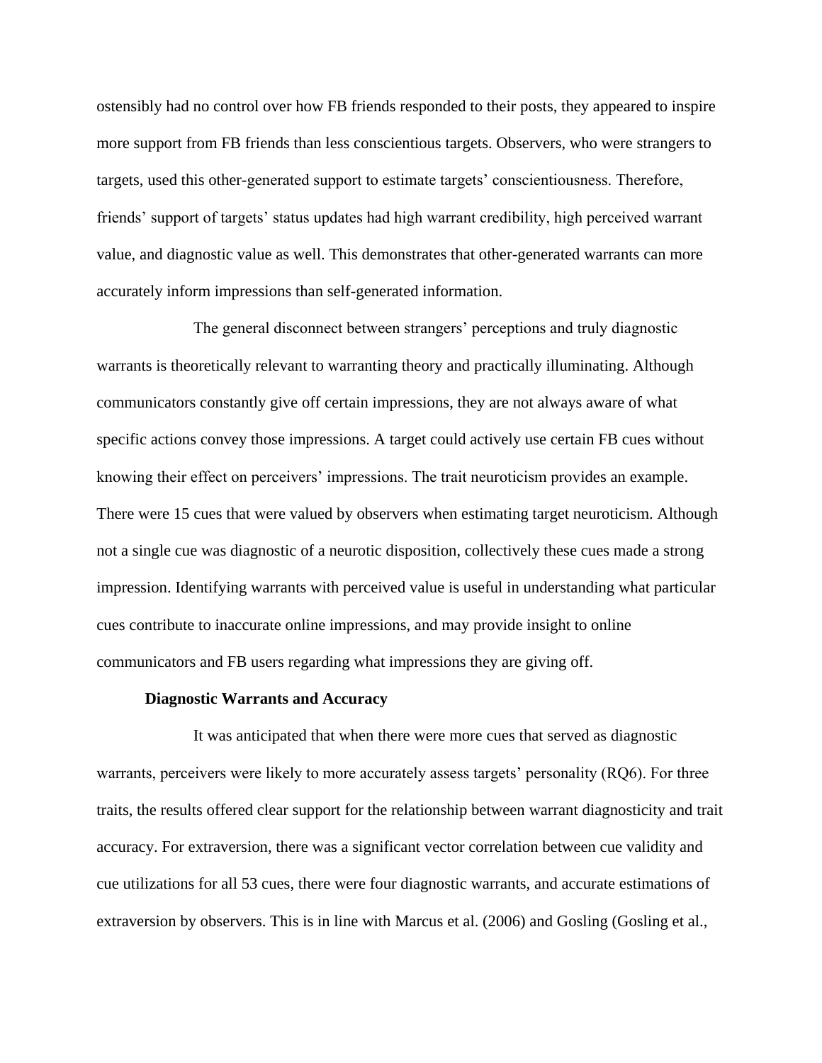ostensibly had no control over how FB friends responded to their posts, they appeared to inspire more support from FB friends than less conscientious targets. Observers, who were strangers to targets, used this other-generated support to estimate targets' conscientiousness. Therefore, friends' support of targets' status updates had high warrant credibility, high perceived warrant value, and diagnostic value as well. This demonstrates that other-generated warrants can more accurately inform impressions than self-generated information.

The general disconnect between strangers' perceptions and truly diagnostic warrants is theoretically relevant to warranting theory and practically illuminating. Although communicators constantly give off certain impressions, they are not always aware of what specific actions convey those impressions. A target could actively use certain FB cues without knowing their effect on perceivers' impressions. The trait neuroticism provides an example. There were 15 cues that were valued by observers when estimating target neuroticism. Although not a single cue was diagnostic of a neurotic disposition, collectively these cues made a strong impression. Identifying warrants with perceived value is useful in understanding what particular cues contribute to inaccurate online impressions, and may provide insight to online communicators and FB users regarding what impressions they are giving off.

**Diagnostic Warrants and Accuracy**

It was anticipated that when there were more cues that served as diagnostic warrants, perceivers were likely to more accurately assess targets' personality (RQ6). For three traits, the results offered clear support for the relationship between warrant diagnosticity and trait accuracy. For extraversion, there was a significant vector correlation between cue validity and cue utilizations for all 53 cues, there were four diagnostic warrants, and accurate estimations of extraversion by observers. This is in line with Marcus et al. (2006) and Gosling (Gosling et al.,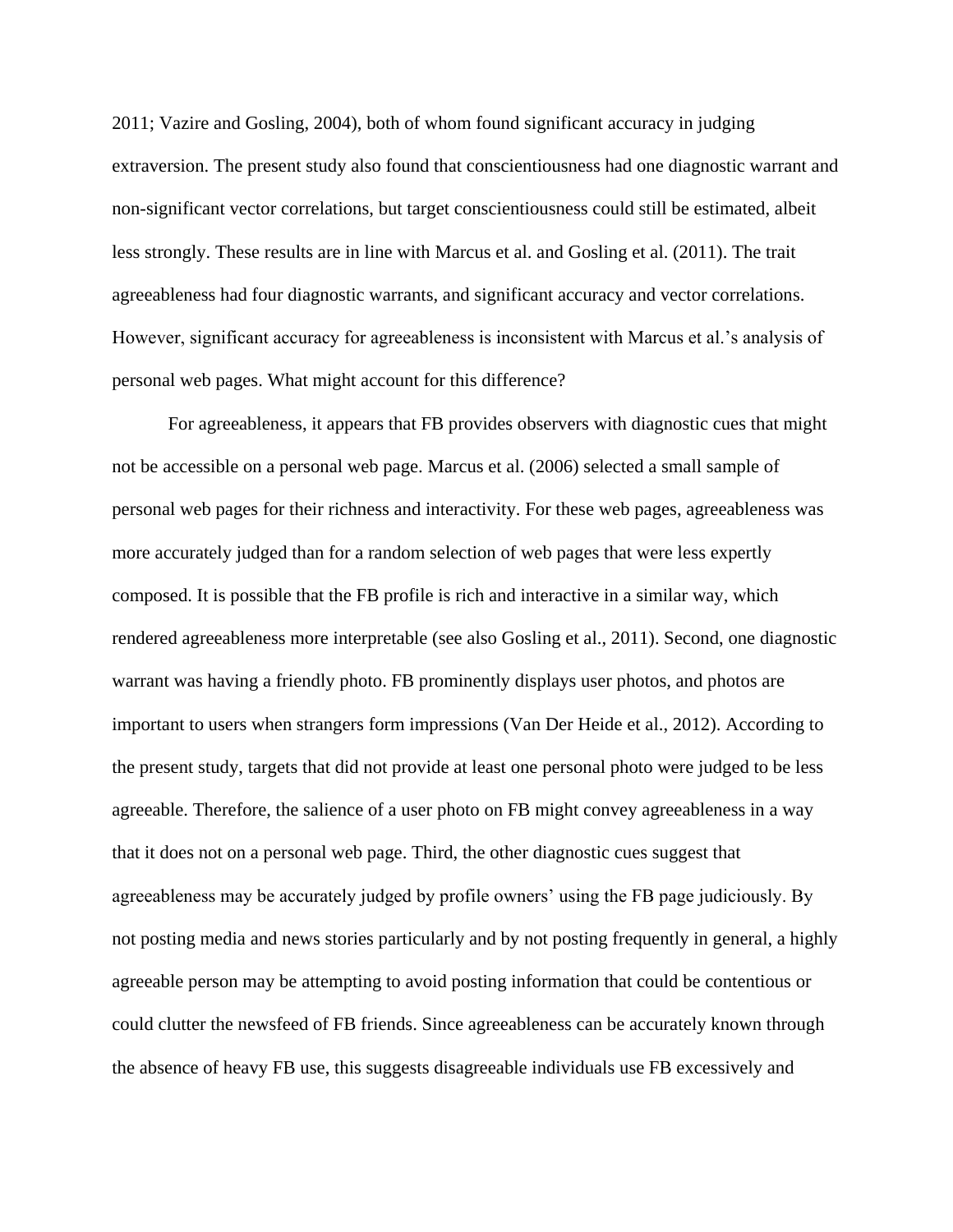2011; Vazire and Gosling, 2004), both of whom found significant accuracy in judging extraversion. The present study also found that conscientiousness had one diagnostic warrant and non-significant vector correlations, but target conscientiousness could still be estimated, albeit less strongly. These results are in line with Marcus et al. and Gosling et al. (2011). The trait agreeableness had four diagnostic warrants, and significant accuracy and vector correlations. However, significant accuracy for agreeableness is inconsistent with Marcus et al.'s analysis of personal web pages. What might account for this difference?

For agreeableness, it appears that FB provides observers with diagnostic cues that might not be accessible on a personal web page. Marcus et al. (2006) selected a small sample of personal web pages for their richness and interactivity. For these web pages, agreeableness was more accurately judged than for a random selection of web pages that were less expertly composed. It is possible that the FB profile is rich and interactive in a similar way, which rendered agreeableness more interpretable (see also Gosling et al., 2011). Second, one diagnostic warrant was having a friendly photo. FB prominently displays user photos, and photos are important to users when strangers form impressions (Van Der Heide et al., 2012). According to the present study, targets that did not provide at least one personal photo were judged to be less agreeable. Therefore, the salience of a user photo on FB might convey agreeableness in a way that it does not on a personal web page. Third, the other diagnostic cues suggest that agreeableness may be accurately judged by profile owners' using the FB page judiciously. By not posting media and news stories particularly and by not posting frequently in general, a highly agreeable person may be attempting to avoid posting information that could be contentious or could clutter the newsfeed of FB friends. Since agreeableness can be accurately known through the absence of heavy FB use, this suggests disagreeable individuals use FB excessively and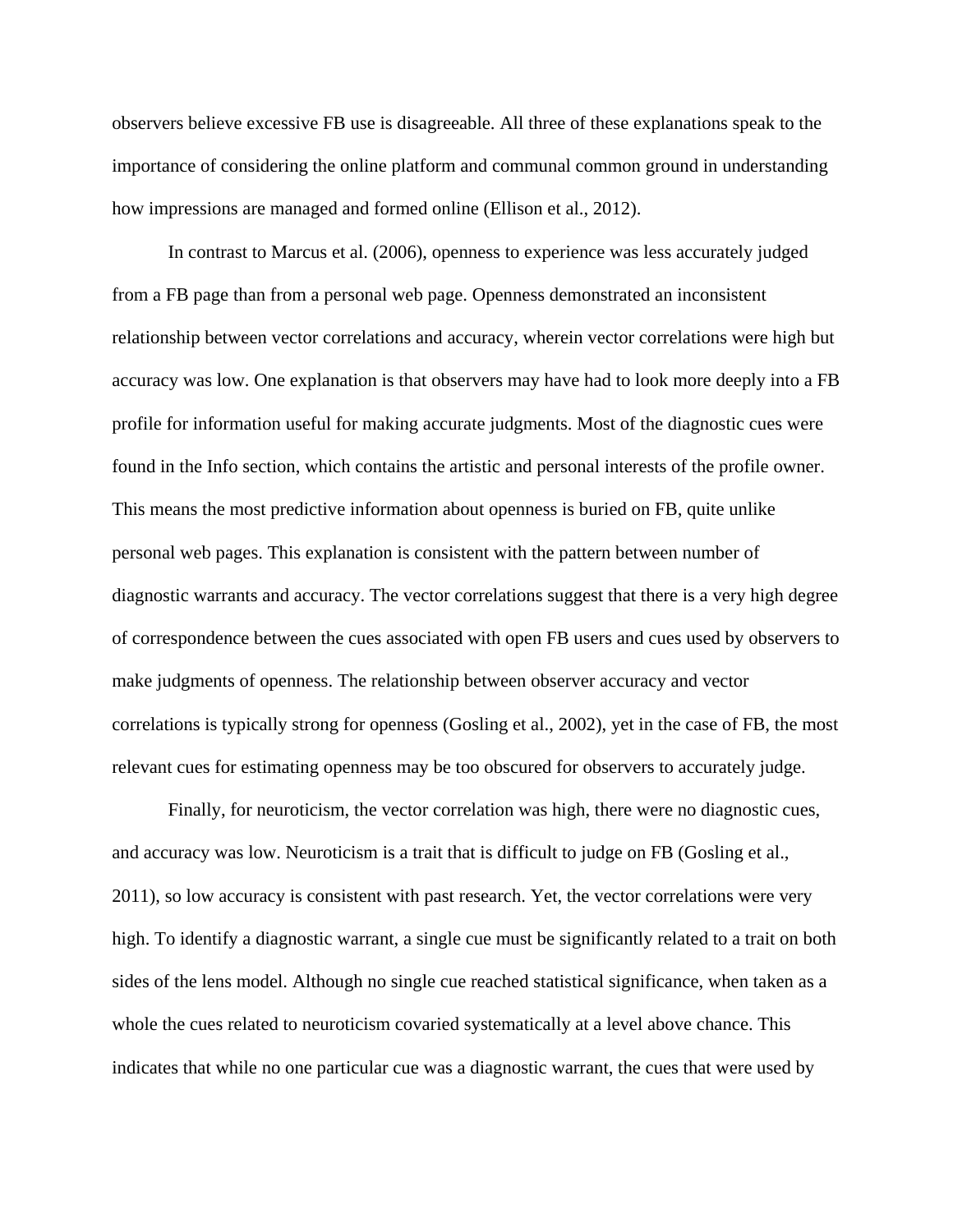observers believe excessive FB use is disagreeable. All three of these explanations speak to the importance of considering the online platform and communal common ground in understanding how impressions are managed and formed online (Ellison et al., 2012).

In contrast to Marcus et al. (2006), openness to experience was less accurately judged from a FB page than from a personal web page. Openness demonstrated an inconsistent relationship between vector correlations and accuracy, wherein vector correlations were high but accuracy was low. One explanation is that observers may have had to look more deeply into a FB profile for information useful for making accurate judgments. Most of the diagnostic cues were found in the Info section, which contains the artistic and personal interests of the profile owner. This means the most predictive information about openness is buried on FB, quite unlike personal web pages. This explanation is consistent with the pattern between number of diagnostic warrants and accuracy. The vector correlations suggest that there is a very high degree of correspondence between the cues associated with open FB users and cues used by observers to make judgments of openness. The relationship between observer accuracy and vector correlations is typically strong for openness (Gosling et al., 2002), yet in the case of FB, the most relevant cues for estimating openness may be too obscured for observers to accurately judge.

Finally, for neuroticism, the vector correlation was high, there were no diagnostic cues, and accuracy was low. Neuroticism is a trait that is difficult to judge on FB (Gosling et al., 2011), so low accuracy is consistent with past research. Yet, the vector correlations were very high. To identify a diagnostic warrant, a single cue must be significantly related to a trait on both sides of the lens model. Although no single cue reached statistical significance, when taken as a whole the cues related to neuroticism covaried systematically at a level above chance. This indicates that while no one particular cue was a diagnostic warrant, the cues that were used by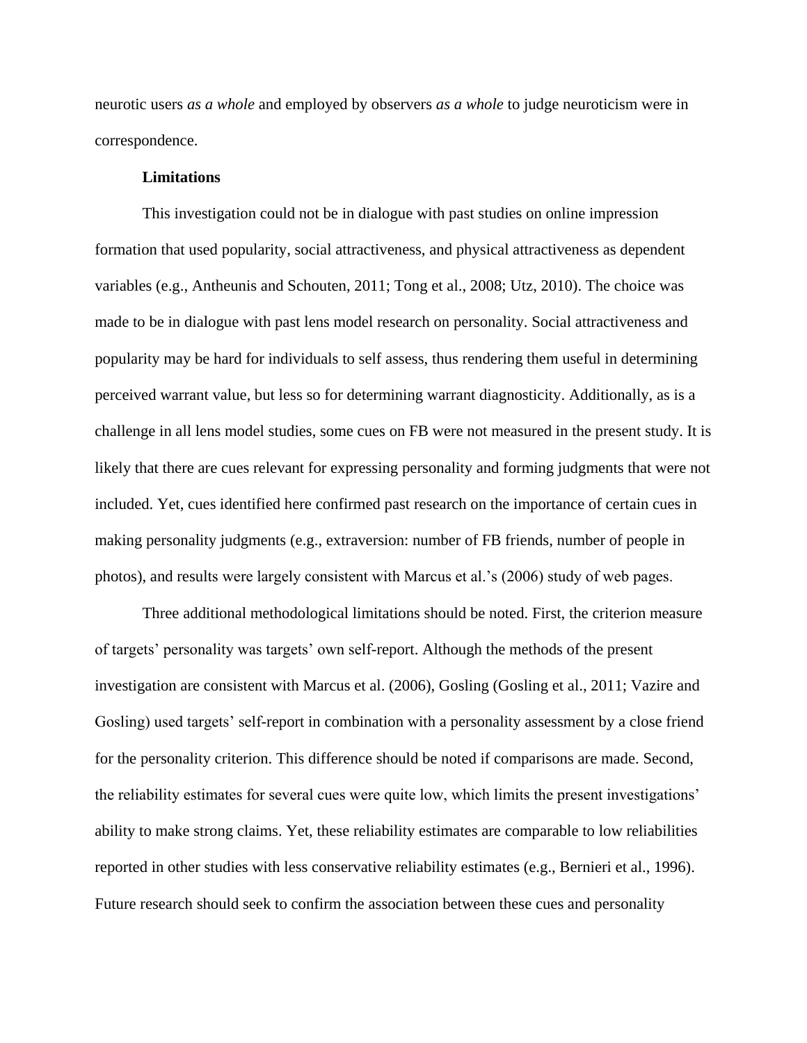neurotic users *as a whole* and employed by observers *as a whole* to judge neuroticism were in correspondence.

**Limitations**

This investigation could not be in dialogue with past studies on online impression formation that used popularity, social attractiveness, and physical attractiveness as dependent variables (e.g., Antheunis and Schouten, 2011; Tong et al., 2008; Utz, 2010). The choice was made to be in dialogue with past lens model research on personality. Social attractiveness and popularity may be hard for individuals to self assess, thus rendering them useful in determining perceived warrant value, but less so for determining warrant diagnosticity. Additionally, as is a challenge in all lens model studies, some cues on FB were not measured in the present study. It is likely that there are cues relevant for expressing personality and forming judgments that were not included. Yet, cues identified here confirmed past research on the importance of certain cues in making personality judgments (e.g., extraversion: number of FB friends, number of people in photos), and results were largely consistent with Marcus et al.'s (2006) study of web pages.

Three additional methodological limitations should be noted. First, the criterion measure of targets' personality was targets' own self-report. Although the methods of the present investigation are consistent with Marcus et al. (2006), Gosling (Gosling et al., 2011; Vazire and Gosling) used targets' self-report in combination with a personality assessment by a close friend for the personality criterion. This difference should be noted if comparisons are made. Second, the reliability estimates for several cues were quite low, which limits the present investigations' ability to make strong claims. Yet, these reliability estimates are comparable to low reliabilities reported in other studies with less conservative reliability estimates (e.g., Bernieri et al., 1996). Future research should seek to confirm the association between these cues and personality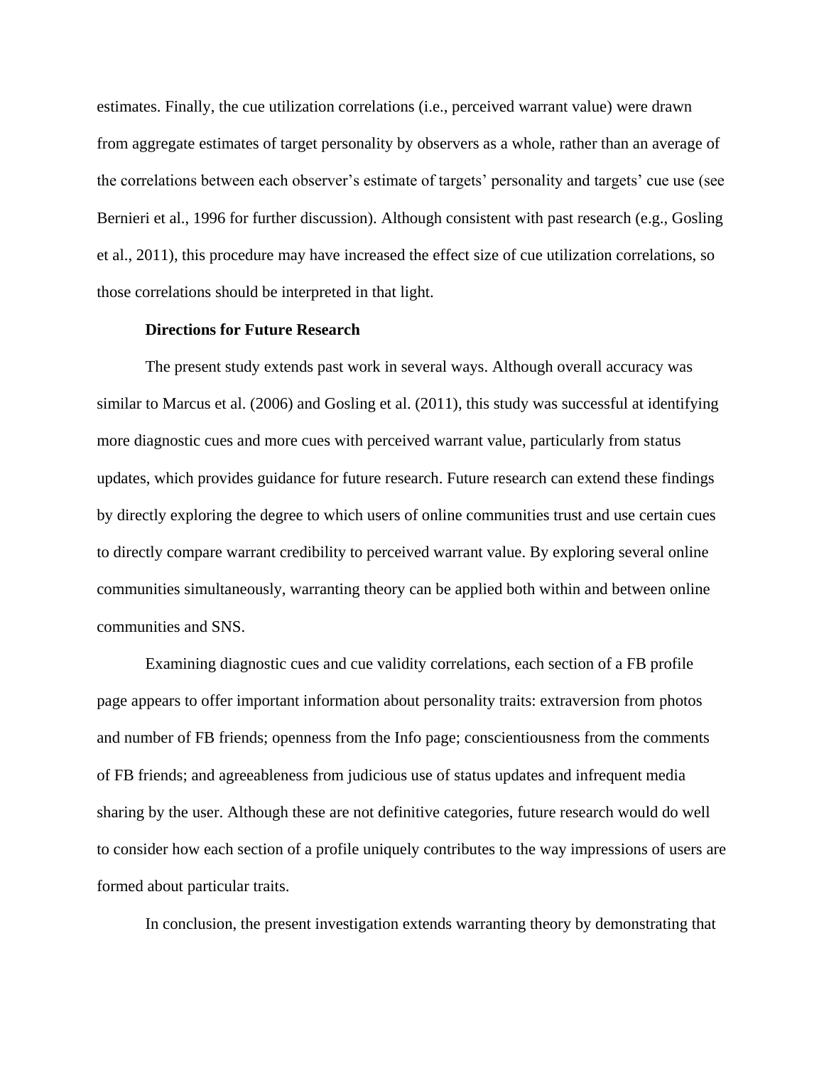estimates. Finally, the cue utilization correlations (i.e., perceived warrant value) were drawn from aggregate estimates of target personality by observers as a whole, rather than an average of the correlations between each observer's estimate of targets' personality and targets' cue use (see Bernieri et al., 1996 for further discussion). Although consistent with past research (e.g., Gosling et al., 2011), this procedure may have increased the effect size of cue utilization correlations, so those correlations should be interpreted in that light.

**Directions for Future Research**

The present study extends past work in several ways. Although overall accuracy was similar to Marcus et al. (2006) and Gosling et al. (2011), this study was successful at identifying more diagnostic cues and more cues with perceived warrant value, particularly from status updates, which provides guidance for future research. Future research can extend these findings by directly exploring the degree to which users of online communities trust and use certain cues to directly compare warrant credibility to perceived warrant value. By exploring several online communities simultaneously, warranting theory can be applied both within and between online communities and SNS.

Examining diagnostic cues and cue validity correlations, each section of a FB profile page appears to offer important information about personality traits: extraversion from photos and number of FB friends; openness from the Info page; conscientiousness from the comments of FB friends; and agreeableness from judicious use of status updates and infrequent media sharing by the user. Although these are not definitive categories, future research would do well to consider how each section of a profile uniquely contributes to the way impressions of users are formed about particular traits.

In conclusion, the present investigation extends warranting theory by demonstrating that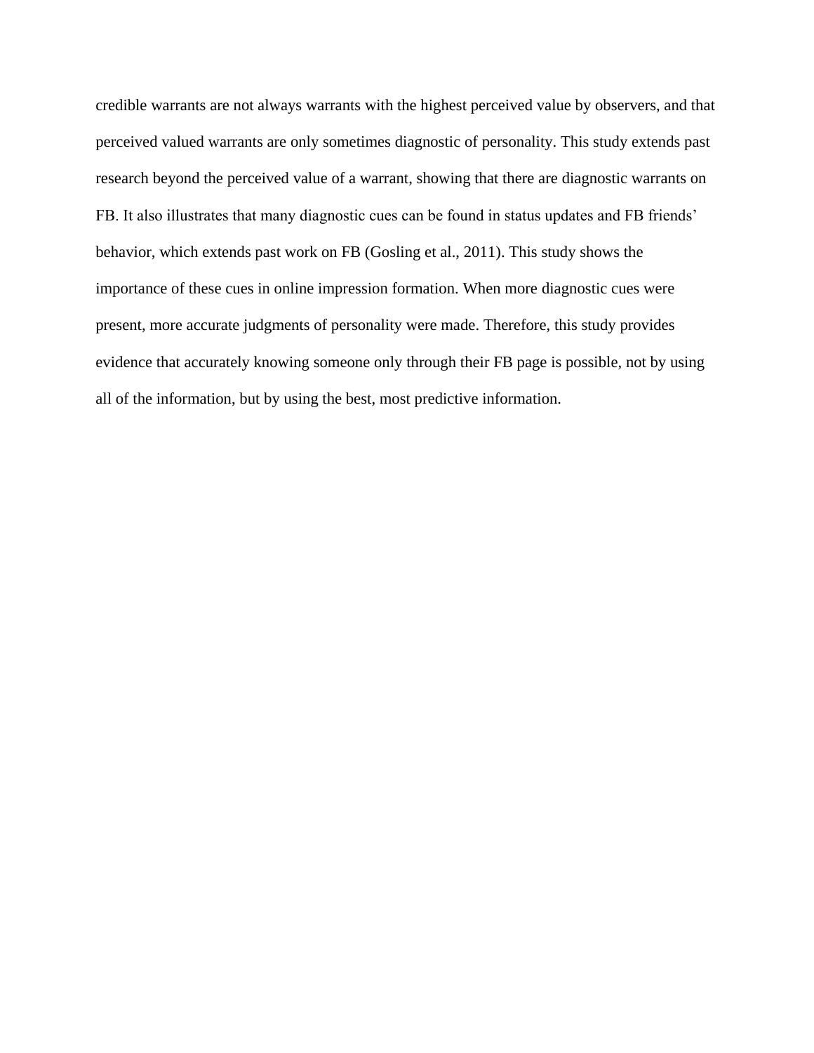credible warrants are not always warrants with the highest perceived value by observers, and that perceived valued warrants are only sometimes diagnostic of personality. This study extends past research beyond the perceived value of a warrant, showing that there are diagnostic warrants on FB. It also illustrates that many diagnostic cues can be found in status updates and FB friends' behavior, which extends past work on FB (Gosling et al., 2011). This study shows the importance of these cues in online impression formation. When more diagnostic cues were present, more accurate judgments of personality were made. Therefore, this study provides evidence that accurately knowing someone only through their FB page is possible, not by using all of the information, but by using the best, most predictive information.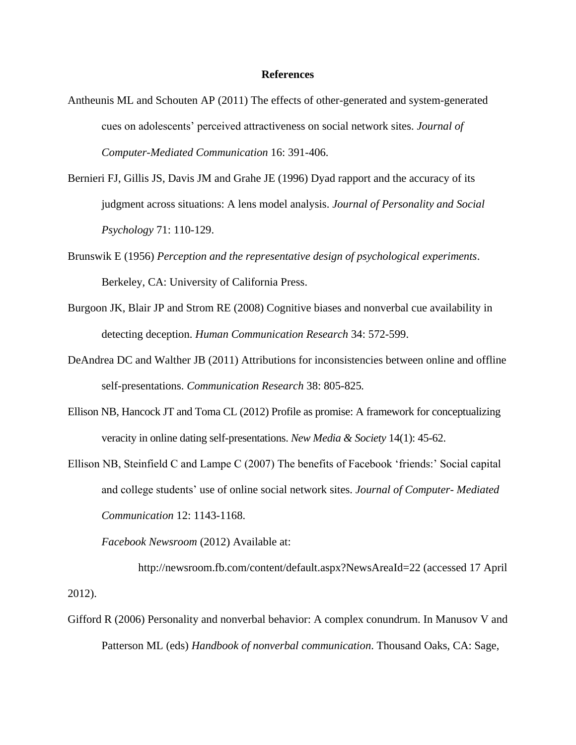**References**

Antheunis ML and Schouten AP (2011) The effects of other-generated and system-generated cues on adolescents' perceived attractiveness on social network sites. *Journal of Computer-Mediated Communication* 16: 391-406.

Bernieri FJ, Gillis JS, Davis JM and Grahe JE (1996) Dyad rapport and the accuracy of its judgment across situations: A lens model analysis. *Journal of Personality and Social Psychology* 71: 110-129.

Brunswik E (1956) *Perception and the representative design of psychological experiments*. Berkeley, CA: University of California Press.

Burgoon JK, Blair JP and Strom RE (2008) Cognitive biases and nonverbal cue availability in detecting deception. *Human Communication Research* 34: 572-599.

DeAndrea DC and Walther JB (2011) Attributions for inconsistencies between online and offline self-presentations. *Communication Research* 38: 805-825.

Ellison NB, Hancock JT and Toma CL (2012) Profile as promise: A framework for conceptualizing veracity in online dating self-presentations. *New Media & Society* 14(1): 45-62.

Ellison NB, Steinfield C and Lampe C (2007) The benefits of Facebook 'friends:' Social capital and college students' use of online social network sites. *Journal of Computer- Mediated Communication* 12: 1143-1168.

*Facebook Newsroom* (2012) Available at: http://newsroom.fb.com/content/default.aspx?NewsAreaId=22 (accessed 17 April 2012).

Gifford R (2006) Personality and nonverbal behavior: A complex conundrum. In Manusov V and Patterson ML (eds) *Handbook of nonverbal communication*. Thousand Oaks, CA: Sage,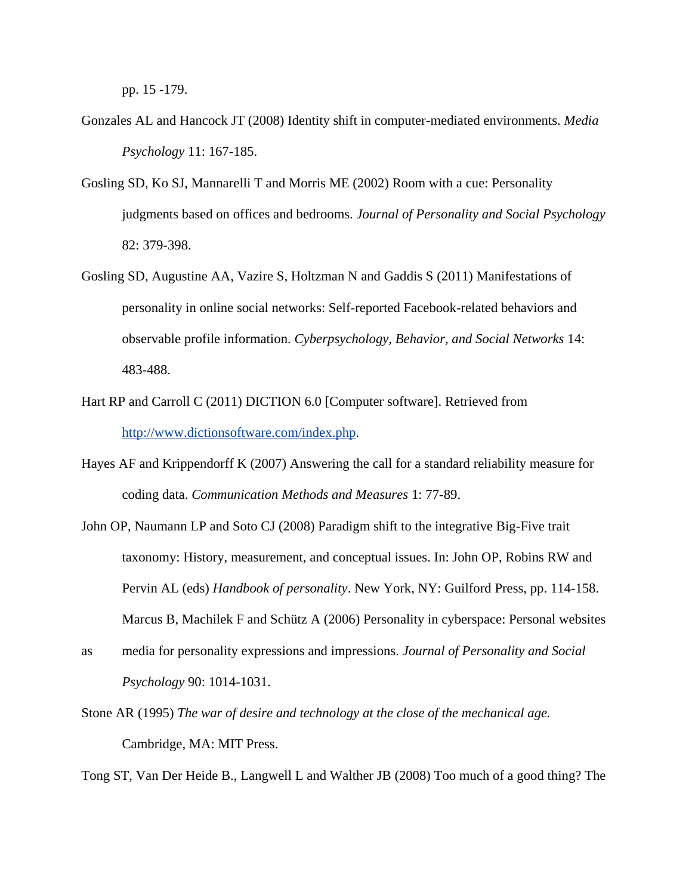pp. 15 -179.

Gonzales AL and Hancock JT (2008) Identity shift in computer-mediated environments. *Media Psychology* 11: 167-185.

Gosling SD, Ko SJ, Mannarelli T and Morris ME (2002) Room with a cue: Personality judgments based on offices and bedrooms. *Journal of Personality and Social Psychology* 82: 379-398.

Gosling SD, Augustine AA, Vazire S, Holtzman N and Gaddis S (2011) Manifestations of personality in online social networks: Self-reported Facebook-related behaviors and observable profile information. *Cyberpsychology, Behavior, and Social Networks* 14: 483-488.

Hart RP and Carroll C (2011) DICTION 6.0 [Computer software]. Retrieved from http://www.dictionsoftware.com/index.php.

Hayes AF and Krippendorff K (2007) Answering the call for a standard reliability measure for coding data. *Communication Methods and Measures* 1: 77-89.

John OP, Naumann LP and Soto CJ (2008) Paradigm shift to the integrative Big-Five trait taxonomy: History, measurement, and conceptual issues. In: John OP, Robins RW and Pervin AL (eds) *Handbook of personality*. New York, NY: Guilford Press, pp. 114-158.

Marcus B, Machilek F and Schütz A (2006) Personality in cyberspace: Personal websites as media for personality expressions and impressions. *Journal of Personality and Social Psychology* 90: 1014-1031.

Stone AR (1995) *The war of desire and technology at the close of the mechanical age.* Cambridge, MA: MIT Press.

Tong ST, Van Der Heide B., Langwell L and Walther JB (2008) Too much of a good thing? The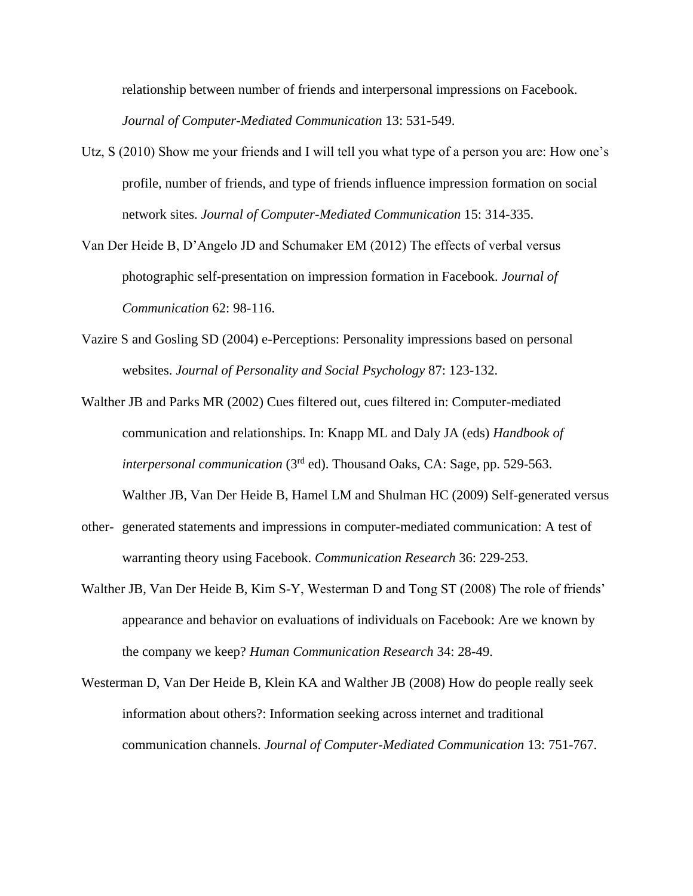relationship between number of friends and interpersonal impressions on Facebook. *Journal of Computer-Mediated Communication* 13: 531-549.

Utz, S (2010) Show me your friends and I will tell you what type of a person you are: How one's profile, number of friends, and type of friends influence impression formation on social network sites. *Journal of Computer-Mediated Communication* 15: 314-335.

Van Der Heide B, D'Angelo JD and Schumaker EM (2012) The effects of verbal versus photographic self-presentation on impression formation in Facebook. *Journal of Communication* 62: 98-116.

Vazire S and Gosling SD (2004) e-Perceptions: Personality impressions based on personal websites. *Journal of Personality and Social Psychology* 87: 123-132.

Walther JB and Parks MR (2002) Cues filtered out, cues filtered in: Computer-mediated communication and relationships. In: Knapp ML and Daly JA (eds) *Handbook of interpersonal communication* (3rd ed). Thousand Oaks, CA: Sage, pp. 529-563.

Walther JB, Van Der Heide B, Hamel LM and Shulman HC (2009) Self-generated versus other- generated statements and impressions in computer-mediated communication: A test of warranting theory using Facebook. *Communication Research* 36: 229-253.

Walther JB, Van Der Heide B, Kim S-Y, Westerman D and Tong ST (2008) The role of friends' appearance and behavior on evaluations of individuals on Facebook: Are we known by the company we keep? *Human Communication Research* 34: 28-49.

Westerman D, Van Der Heide B, Klein KA and Walther JB (2008) How do people really seek information about others?: Information seeking across internet and traditional communication channels. *Journal of Computer-Mediated Communication* 13: 751-767.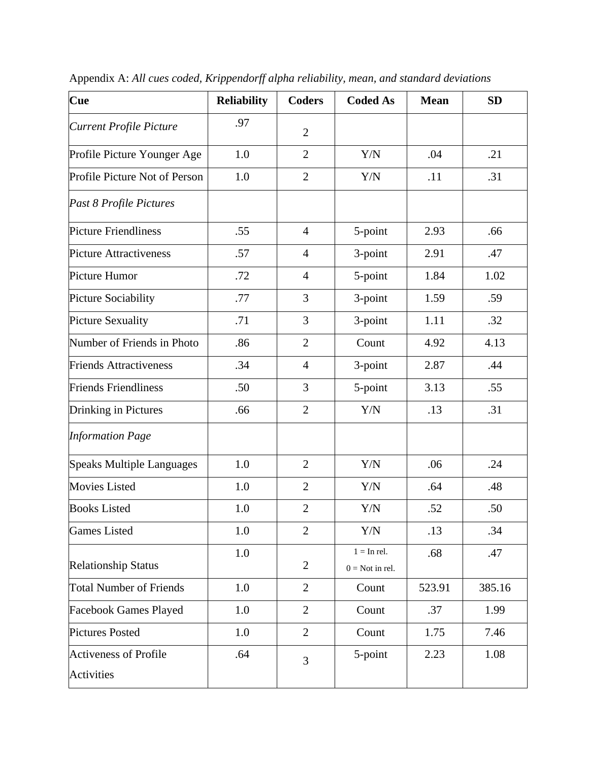Appendix A: *All cues coded, Krippendorff alpha reliability, mean, and standard deviations*

| **Cue** | **Reliability** | **Coders** | **Coded As** | **Mean** | **SD** |
|---|---|---|---|---|---|
| *Current Profile Picture* | .97 | 2 | | | |
| Profile Picture Younger Age | 1.0 | 2 | Y/N | .04 | .21 |
| Profile Picture Not of Person | 1.0 | 2 | Y/N | .11 | .31 |
| *Past 8 Profile Pictures* | | | | | |
| Picture Friendliness | .55 | 4 | 5-point | 2.93 | .66 |
| Picture Attractiveness | .57 | 4 | 3-point | 2.91 | .47 |
| Picture Humor | .72 | 4 | 5-point | 1.84 | 1.02 |
| Picture Sociability | .77 | 3 | 3-point | 1.59 | .59 |
| Picture Sexuality | .71 | 3 | 3-point | 1.11 | .32 |
| Number of Friends in Photo | .86 | 2 | Count | 4.92 | 4.13 |
| Friends Attractiveness | .34 | 4 | 3-point | 2.87 | .44 |
| Friends Friendliness | .50 | 3 | 5-point | 3.13 | .55 |
| Drinking in Pictures | .66 | 2 | Y/N | .13 | .31 |
| *Information Page* | | | | | |
| Speaks Multiple Languages | 1.0 | 2 | Y/N | .06 | .24 |
| Movies Listed | 1.0 | 2 | Y/N | .64 | .48 |
| Books Listed | 1.0 | 2 | Y/N | .52 | .50 |
| Games Listed | 1.0 | 2 | Y/N | .13 | .34 |
| Relationship Status | 1.0 | 2 | 1 = In rel. 0 = Not in rel. | .68 | .47 |
| Total Number of Friends | 1.0 | 2 | Count | 523.91 | 385.16 |
| Facebook Games Played | 1.0 | 2 | Count | .37 | 1.99 |
| Pictures Posted | 1.0 | 2 | Count | 1.75 | 7.46 |
| Activeness of Profile Activities | .64 | 3 | 5-point | 2.23 | 1.08 |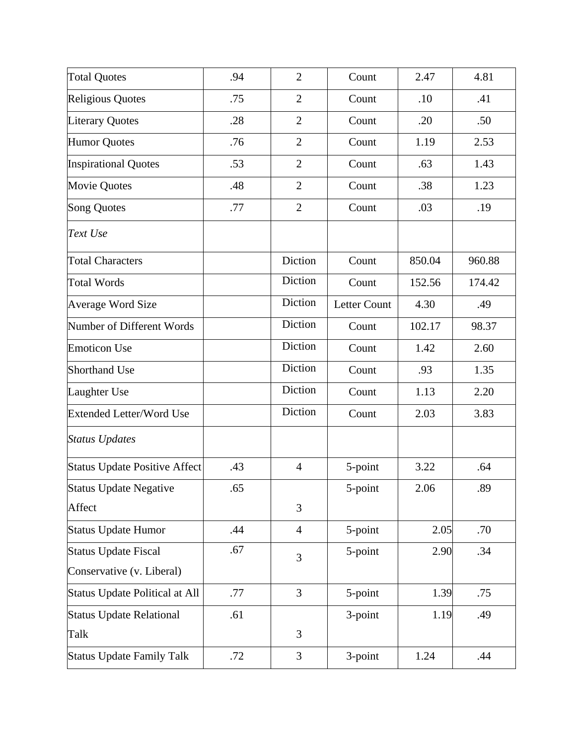| Total Quotes | .94 | 2 | Count | 2.47 | 4.81 |
|---|---|---|---|---|---|
| Religious Quotes | .75 | 2 | Count | .10 | .41 |
| Literary Quotes | .28 | 2 | Count | .20 | .50 |
| Humor Quotes | .76 | 2 | Count | 1.19 | 2.53 |
| Inspirational Quotes | .53 | 2 | Count | .63 | 1.43 |
| Movie Quotes | .48 | 2 | Count | .38 | 1.23 |
| Song Quotes | .77 | 2 | Count | .03 | .19 |
| *Text Use* | | | | | |
| Total Characters | | Diction | Count | 850.04 | 960.88 |
| Total Words | | Diction | Count | 152.56 | 174.42 |
| Average Word Size | | Diction | Letter Count | 4.30 | .49 |
| Number of Different Words | | Diction | Count | 102.17 | 98.37 |
| Emoticon Use | | Diction | Count | 1.42 | 2.60 |
| Shorthand Use | | Diction | Count | .93 | 1.35 |
| Laughter Use | | Diction | Count | 1.13 | 2.20 |
| Extended Letter/Word Use | | Diction | Count | 2.03 | 3.83 |
| *Status Updates* | | | | | |
| Status Update Positive Affect | .43 | 4 | 5-point | 3.22 | .64 |
| Status Update Negative Affect | .65 | 3 | 5-point | 2.06 | .89 |
| Status Update Humor | .44 | 4 | 5-point | 2.05 | .70 |
| Status Update Fiscal Conservative (v. Liberal) | .67 | 3 | 5-point | 2.90 | .34 |
| Status Update Political at All | .77 | 3 | 5-point | 1.39 | .75 |
| Status Update Relational Talk | .61 | 3 | 3-point | 1.19 | .49 |
| Status Update Family Talk | .72 | 3 | 3-point | 1.24 | .44 |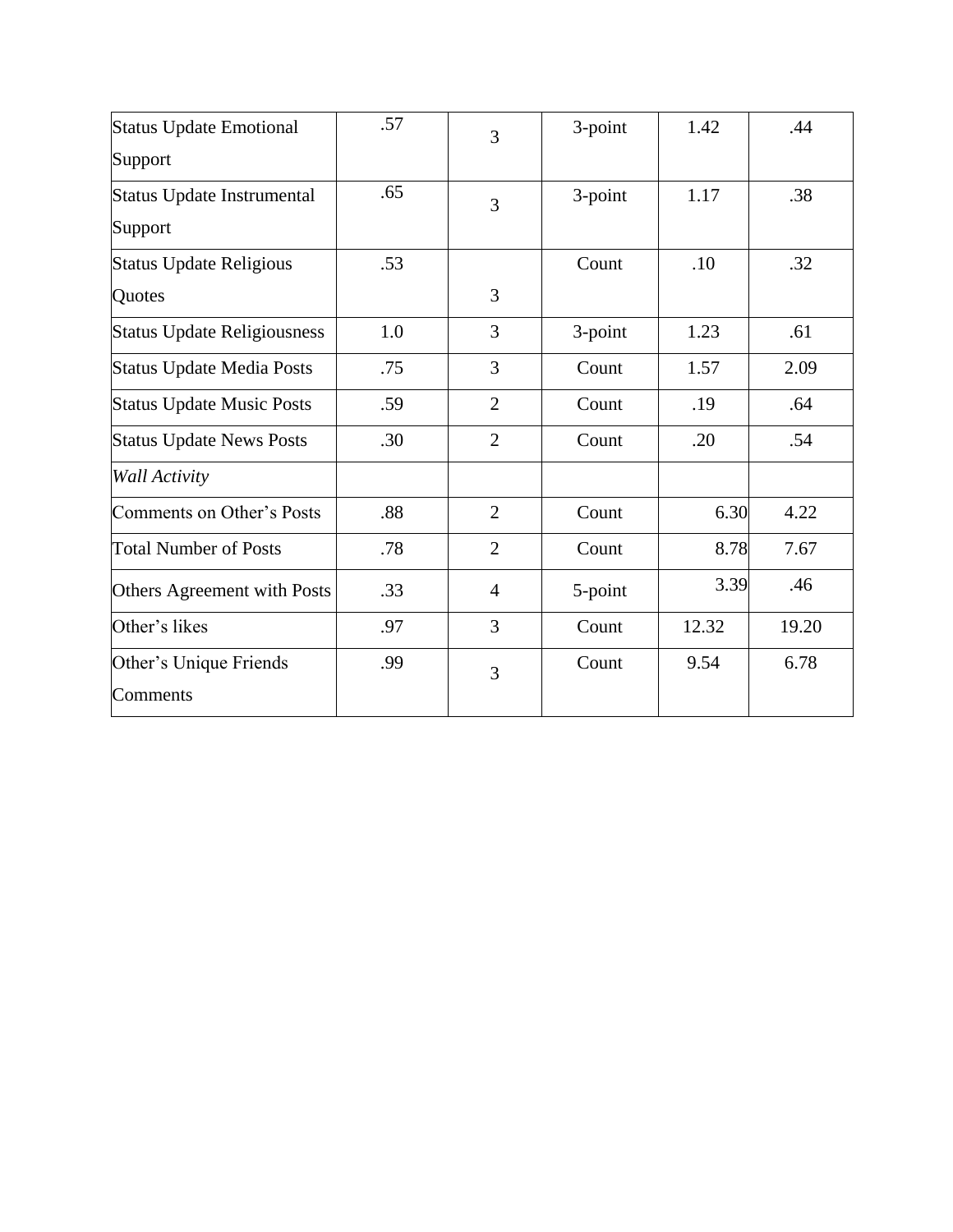| | | | | | |
|---|---|---|---|---|---|
| Status Update Emotional Support | .57 | 3 | 3-point | 1.42 | .44 |
| Status Update Instrumental Support | .65 | 3 | 3-point | 1.17 | .38 |
| Status Update Religious Quotes | .53 | 3 | Count | .10 | .32 |
| Status Update Religiousness | 1.0 | 3 | 3-point | 1.23 | .61 |
| Status Update Media Posts | .75 | 3 | Count | 1.57 | 2.09 |
| Status Update Music Posts | .59 | 2 | Count | .19 | .64 |
| Status Update News Posts | .30 | 2 | Count | .20 | .54 |
| *Wall Activity* | | | | | |
| Comments on Other's Posts | .88 | 2 | Count | 6.30 | 4.22 |
| Total Number of Posts | .78 | 2 | Count | 8.78 | 7.67 |
| Others Agreement with Posts | .33 | 4 | 5-point | 3.39 | .46 |
| Other's likes | .97 | 3 | Count | 12.32 | 19.20 |
| Other's Unique Friends Comments | .99 | 3 | Count | 9.54 | 6.78 |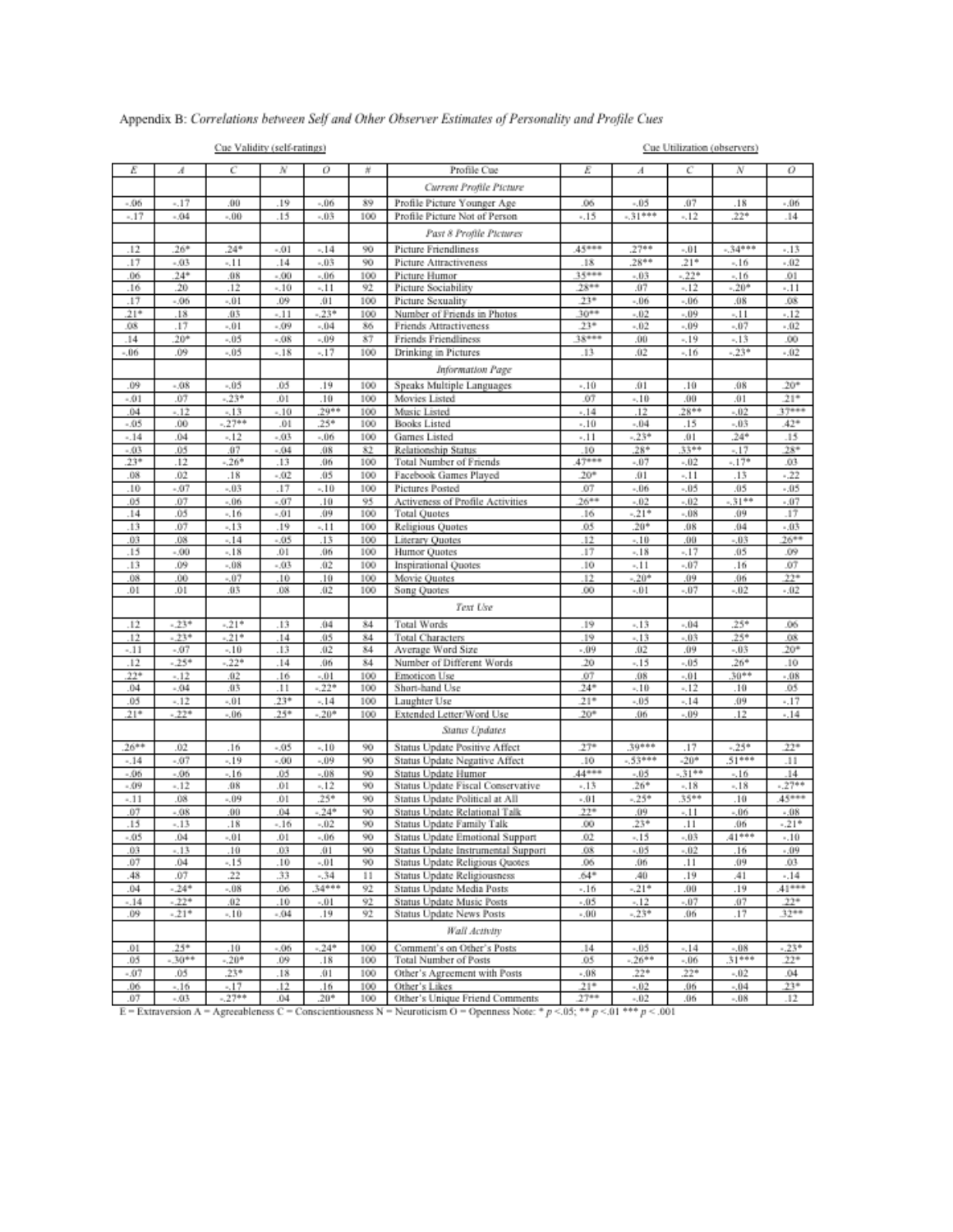Appendix B: *Correlations between Self and Other Observer Estimates of Personality and Profile Cues*

| Cue Validity (self-ratings) | | | | | | | Cue Utilization (observers) | | | | |
|---|---|---|---|---|---|---|---|---|---|---|---|
| *E* | *A* | *C* | *N* | *O* | # | Profile Cue | *E* | *A* | *C* | *N* | *O* |
| | | | | | | *Current Profile Picture* | | | | | |
| -.06 | -.17 | .00 | .19 | -.06 | 89 | Profile Picture Younger Age | .06 | -.05 | .07 | .18 | -.06 |
| -.17 | -.04 | -.00 | .15 | -.03 | 100 | Profile Picture Not of Person | -.15 | -.31*** | -.12 | .22* | .14 |
| | | | | | | *Past 8 Profile Pictures* | | | | | |
| .12 | .26* | .24* | -.01 | -.14 | 90 | Picture Friendliness | .45*** | .27** | -.01 | -.34*** | -.13 |
| .17 | -.03 | -.11 | .14 | -.03 | 90 | Picture Attractiveness | .18 | .28** | .21* | -.16 | -.02 |
| .06 | .24* | .08 | -.00 | -.06 | 100 | Picture Humor | .35*** | -.03 | -.22* | -.16 | .01 |
| .16 | .20 | .12 | -.10 | -.11 | 92 | Picture Sociability | .28** | .07 | -.12 | -.20* | -.11 |
| .17 | -.06 | -.01 | .09 | .01 | 100 | Picture Sexuality | .23* | -.06 | -.06 | .08 | .08 |
| .21* | .18 | .03 | -.11 | -.23* | 100 | Number of Friends in Photos | .30** | -.02 | -.09 | -.11 | -.12 |
| .08 | .17 | -.01 | -.09 | -.04 | 86 | Friends Attractiveness | .23* | -.02 | -.09 | -.07 | -.02 |
| .14 | .20* | -.05 | -.08 | -.09 | 87 | Friends Friendliness | .38*** | .00 | -.19 | -.13 | .00 |
| -.06 | .09 | -.05 | -.18 | -.17 | 100 | Drinking in Pictures | .13 | .02 | -.16 | -.23* | -.02 |
| | | | | | | *Information Page* | | | | | |
| .09 | -.08 | -.05 | .05 | .19 | 100 | Speaks Multiple Languages | -.10 | .01 | .10 | .08 | .20* |
| -.01 | .07 | -.23* | .01 | .10 | 100 | Movies Listed | .07 | -.10 | .00 | .01 | .21* |
| .04 | -.12 | -.13 | -.10 | .29** | 100 | Music Listed | -.14 | .12 | .28** | -.02 | .37*** |
| -.05 | .00 | -.27** | .01 | .25* | 100 | Books Listed | -.10 | -.04 | .15 | -.03 | .42* |
| -.14 | .04 | -.12 | -.03 | -.06 | 100 | Games Listed | -.11 | -.23* | .01 | .24* | .15 |
| -.03 | .05 | .07 | -.04 | .08 | 82 | Relationship Status | .10 | .28* | .33** | -.17 | .28* |
| .23* | .12 | -.26* | .13 | .06 | 100 | Total Number of Friends | .47*** | -.07 | -.02 | -.17* | .03 |
| .08 | .02 | .18 | -.02 | .05 | 100 | Facebook Games Played | .20* | .01 | -.11 | .13 | -.22 |
| .10 | -.07 | -.03 | .17 | -.10 | 100 | Pictures Posted | .07 | -.06 | -.05 | .05 | -.05 |
| .05 | .07 | -.06 | -.07 | .10 | 95 | Activeness of Profile Activities | .26** | -.02 | -.02 | -.31** | -.07 |
| .14 | .05 | -.16 | -.01 | .09 | 100 | Total Quotes | .16 | -.21* | -.08 | .09 | .17 |
| .13 | .07 | -.13 | .19 | -.11 | 100 | Religious Quotes | .05 | .20* | .08 | .04 | -.03 |
| .03 | .08 | -.14 | -.05 | .13 | 100 | Literary Quotes | .12 | -.10 | .00 | -.03 | .26** |
| .15 | -.00 | -.18 | .01 | .06 | 100 | Humor Quotes | .17 | -.18 | -.17 | .05 | .09 |
| .13 | .09 | -.08 | -.03 | .02 | 100 | Inspirational Quotes | .10 | -.11 | -.07 | .16 | .07 |
| .08 | .00 | -.07 | .10 | .10 | 100 | Movie Quotes | .12 | -.20* | .09 | .06 | .22* |
| .01 | .01 | .03 | .08 | .02 | 100 | Song Quotes | .00 | -.01 | -.07 | -.02 | -.02 |
| | | | | | | *Text Use* | | | | | |
| .12 | -.23* | -.21* | .13 | .04 | 84 | Total Words | .19 | -.13 | -.04 | .25* | .06 |
| .12 | -.23* | -.21* | .14 | .05 | 84 | Total Characters | .19 | -.13 | -.03 | .25* | .08 |
| -.11 | -.07 | -.10 | .13 | .02 | 84 | Average Word Size | -.09 | .02 | .09 | -.03 | .20* |
| .12 | -.25* | -.22* | .14 | .06 | 84 | Number of Different Words | .20 | -.15 | -.05 | .26* | .10 |
| .22* | -.12 | .02 | .16 | -.01 | 100 | Emoticon Use | .07 | .08 | -.01 | .30** | -.08 |
| .04 | -.04 | .03 | .11 | -.22* | 100 | Short-hand Use | .24* | -.10 | -.12 | .10 | .05 |
| .05 | -.12 | -.01 | .23* | -.14 | 100 | Laughter Use | .21* | -.05 | -.14 | .09 | -.17 |
| .21* | -.22* | -.06 | .25* | -.20* | 100 | Extended Letter/Word Use | .20* | .06 | -.09 | .12 | -.14 |
| | | | | | | *Status Updates* | | | | | |
| .26** | .02 | .16 | -.05 | -.10 | 90 | Status Update Positive Affect | .27* | .39*** | .17 | -.25* | .22* |
| -.14 | -.07 | -.19 | -.00 | -.09 | 90 | Status Update Negative Affect | .10 | -.53*** | -20* | .51*** | .11 |
| -.06 | -.06 | -.16 | .05 | -.08 | 90 | Status Update Humor | .44*** | -.05 | -.31** | -.16 | .14 |
| -.09 | -.12 | .08 | .01 | -.12 | 90 | Status Update Fiscal Conservative | -.13 | .26* | -.18 | -.18 | -.27** |
| -.11 | .08 | -.09 | .01 | .25* | 90 | Status Update Political at All | -.01 | -.25* | .35** | .10 | .45*** |
| .07 | -.08 | .00 | .04 | -.24* | 90 | Status Update Relational Talk | .22* | .09 | -.11 | -.06 | -.08 |
| .15 | -.13 | .18 | -.16 | -.02 | 90 | Status Update Family Talk | .00 | .23* | .11 | .06 | -.21* |
| -.05 | .04 | -.01 | .01 | -.06 | 90 | Status Update Emotional Support | .02 | -.15 | -.03 | .41*** | -.10 |
| .03 | -.13 | .10 | .03 | .01 | 90 | Status Update Instrumental Support | .08 | -.05 | -.02 | .16 | -.09 |
| .07 | .04 | -.15 | .10 | -.01 | 90 | Status Update Religious Quotes | .06 | .06 | .11 | .09 | .03 |
| .48 | .07 | .22 | .33 | -.34 | 11 | Status Update Religiousness | .64* | .40 | .19 | .41 | -.14 |
| .04 | -.24* | -.08 | .06 | .34*** | 92 | Status Update Media Posts | -.16 | -.21* | .00 | .19 | .41*** |
| -.14 | -.22* | .02 | .10 | -.01 | 92 | Status Update Music Posts | -.05 | -.12 | -.07 | .07 | .22* |
| .09 | -.21* | -.10 | -.04 | .19 | 92 | Status Update News Posts | -.00 | -.23* | .06 | .17 | .32** |
| | | | | | | *Wall Activity* | | | | | |
| .01 | .25* | .10 | -.06 | -.24* | 100 | Comment's on Other's Posts | .14 | -.05 | -.14 | -.08 | -.23* |
| .05 | -.30** | -.20* | .09 | .18 | 100 | Total Number of Posts | .05 | -.26** | -.06 | .31*** | .22* |
| -.07 | .05 | .23* | .18 | .01 | 100 | Other's Agreement with Posts | -.08 | .22* | .22* | -.02 | .04 |
| .06 | -.16 | -.17 | .12 | .16 | 100 | Other's Likes | .21* | -.02 | .06 | -.04 | .23* |
| .07 | -.03 | -.27** | .04 | .20* | 100 | Other's Unique Friend Comments | .27** | -.02 | .06 | -.08 | .12 |

E = Extraversion A = Agreeableness C = Conscientiousness N = Neuroticism O = Openness Note: * $p < .05$; ** $p < .01$ *** $p < .001$